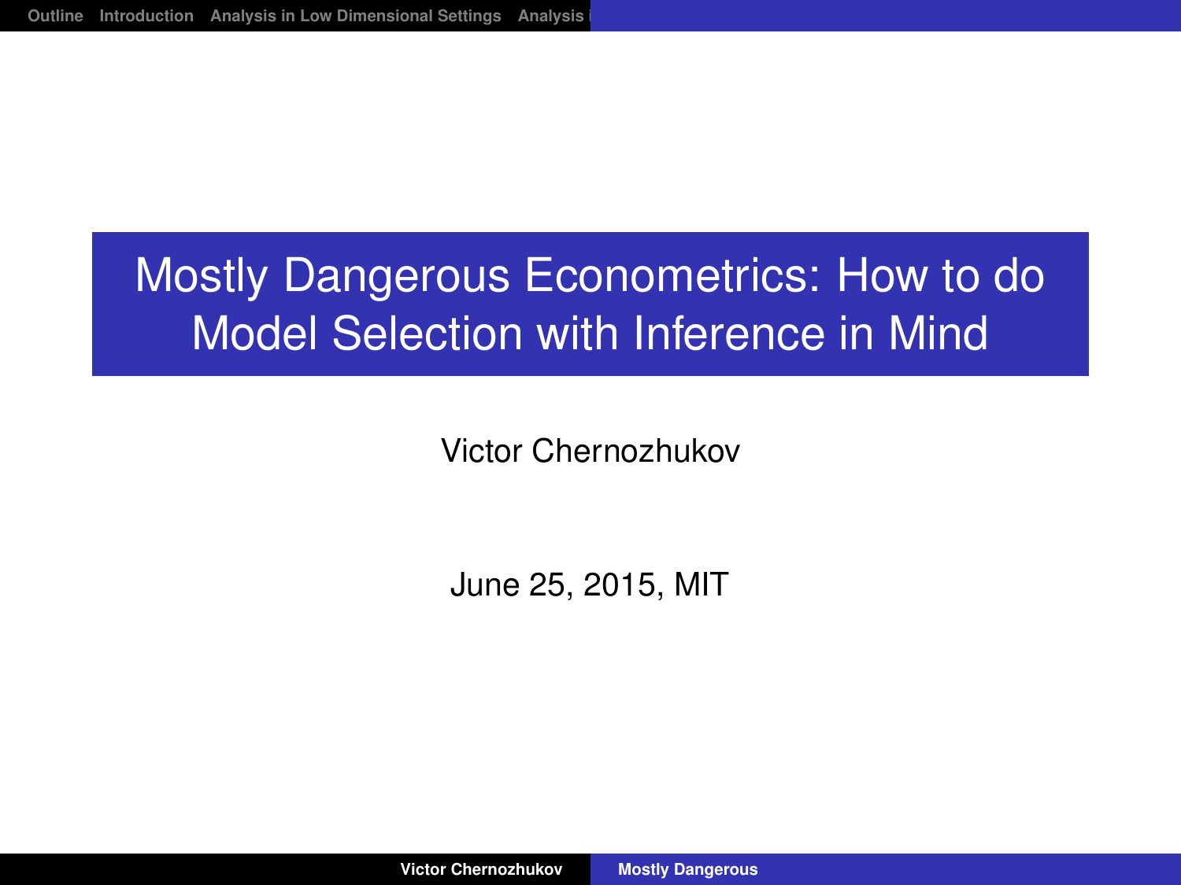# Mostly Dangerous Econometrics: How to do Model Selection with Inference in Mind

Victor Chernozhukov

June 25, 2015, MIT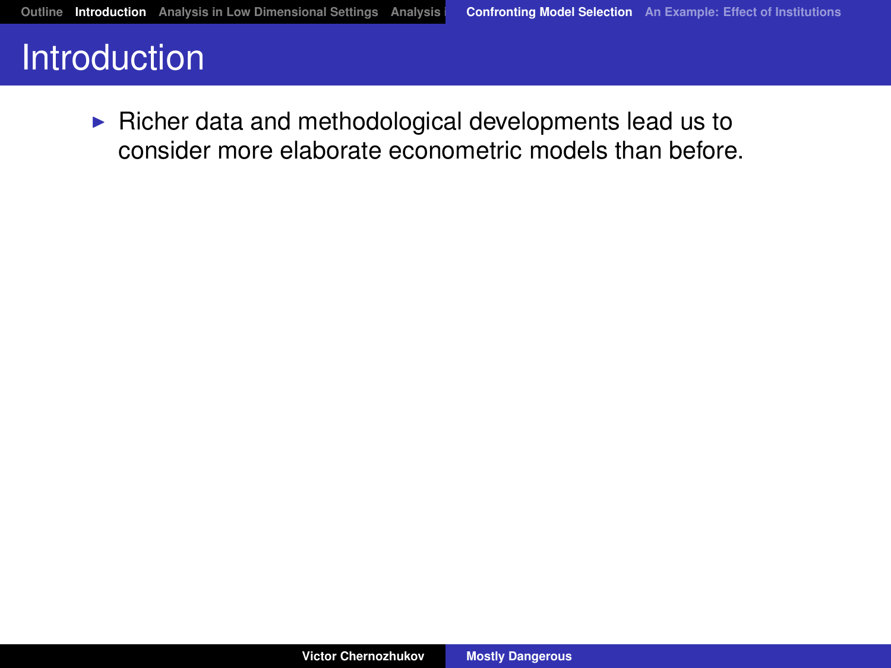# Introduction

- Richer data and methodological developments lead us to consider more elaborate econometric models than before.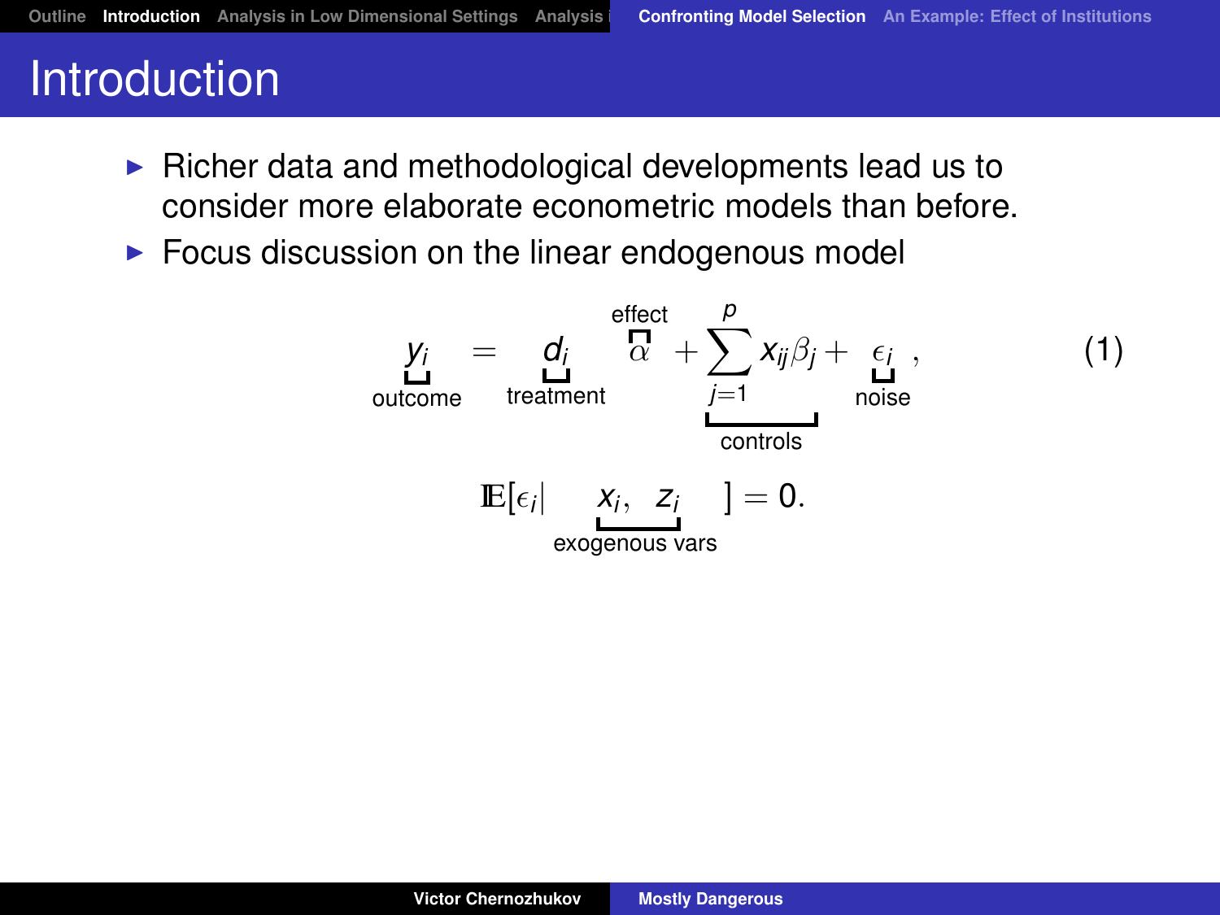# Introduction

- Richer data and methodological developments lead us to consider more elaborate econometric models than before.
- Focus discussion on the linear endogenous model

$$\underbrace{y_i}_{\text{outcome}} = \underbrace{d_i}_{\text{treatment}} \overbrace{\alpha}^{\text{effect}} + \underbrace{\sum_{j=1}^{p} x_{ij}\beta_j}_{\text{controls}} + \underbrace{\epsilon_i}_{\text{noise}}, \tag{1}$$

$$\mathrm{E}[\epsilon_i | \underbrace{x_i, \ z_i}_{\text{exogenous vars}}] = 0.$$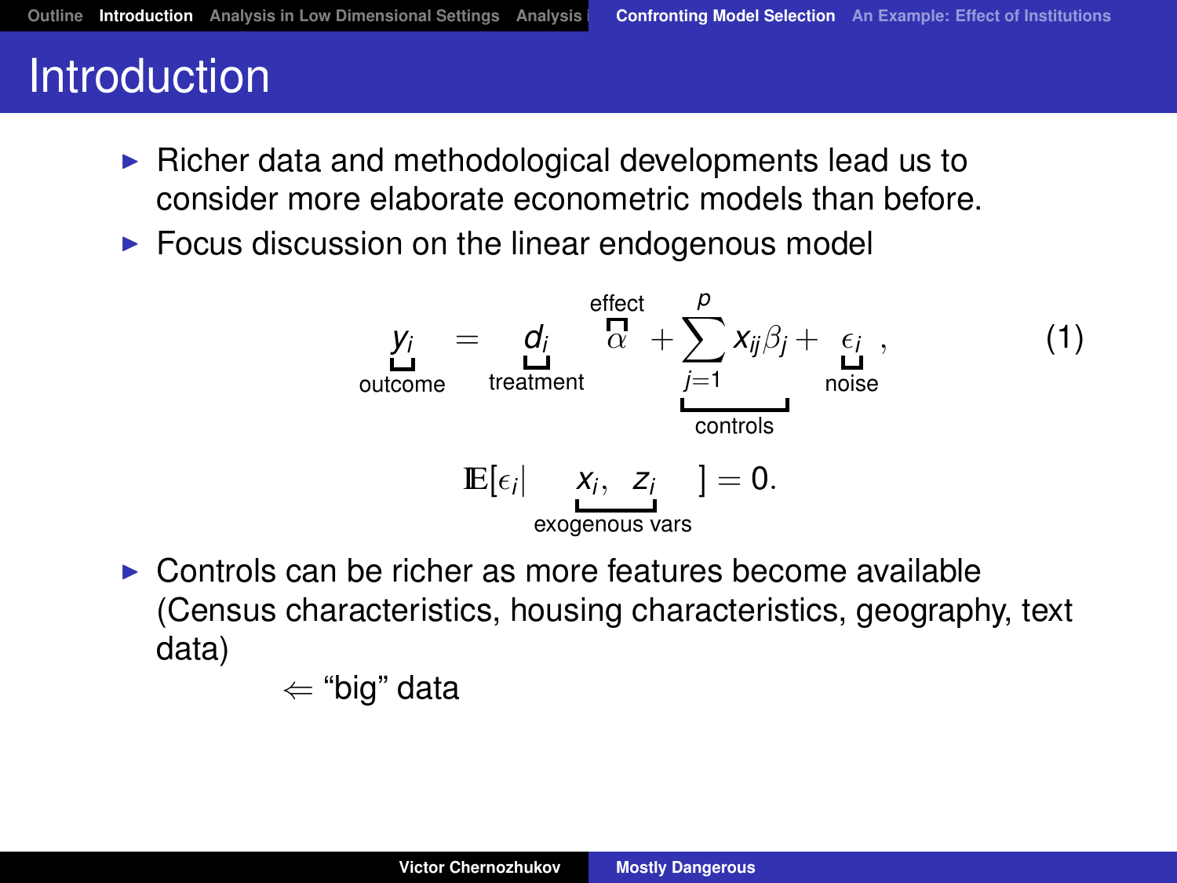# Introduction

- Richer data and methodological developments lead us to consider more elaborate econometric models than before.
- Focus discussion on the linear endogenous model

$$\underbrace{y_i}_{\text{outcome}} = \underbrace{d_i}_{\text{treatment}} \overbrace{\alpha}^{\text{effect}} + \underbrace{\sum_{j=1}^{p} x_{ij}\beta_j}_{\text{controls}} + \underbrace{\epsilon_i}_{\text{noise}}, \tag{1}$$

$$\mathrm{E}[\epsilon_i | \underbrace{x_i, \; z_i}_{\text{exogenous vars}}] = 0.$$

- Controls can be richer as more features become available (Census characteristics, housing characteristics, geography, text data)

  $\Leftarrow$ "big" data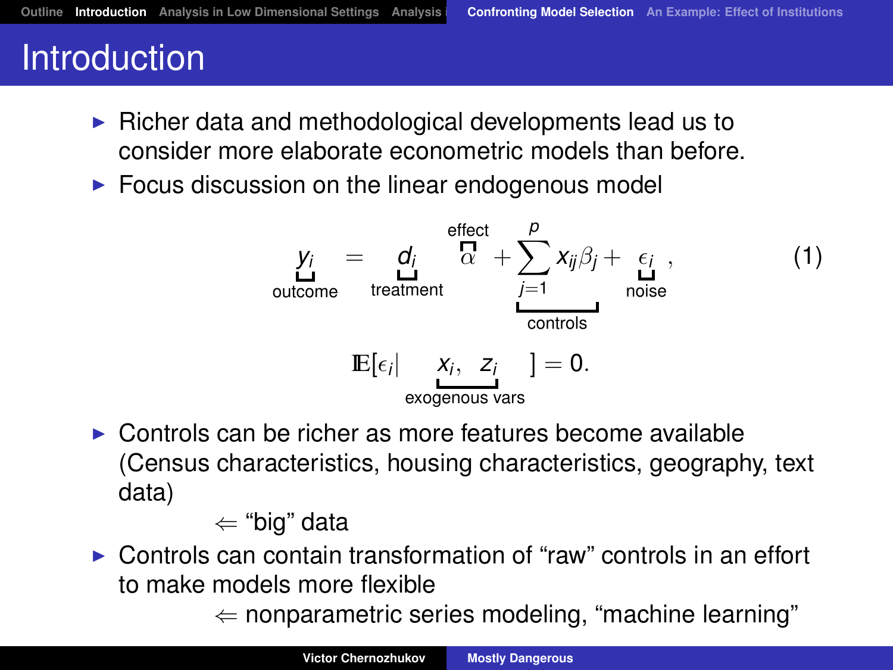# Introduction

- Richer data and methodological developments lead us to consider more elaborate econometric models than before.
- Focus discussion on the linear endogenous model

$$\underbrace{y_i}_{\text{outcome}} = \underbrace{d_i}_{\text{treatment}} \overbrace{\alpha}^{\text{effect}} + \underbrace{\sum_{j=1}^{p} x_{ij}\beta_j}_{\text{controls}} + \underbrace{\epsilon_i}_{\text{noise}}, \tag{1}$$

$$\mathrm{E}[\epsilon_i | \underbrace{x_i, \ z_i}_{\text{exogenous vars}}] = 0.$$

- Controls can be richer as more features become available (Census characteristics, housing characteristics, geography, text data)

  $\Leftarrow$ "big" data
- Controls can contain transformation of "raw" controls in an effort to make models more flexible

  $\Leftarrow$ nonparametric series modeling, "machine learning"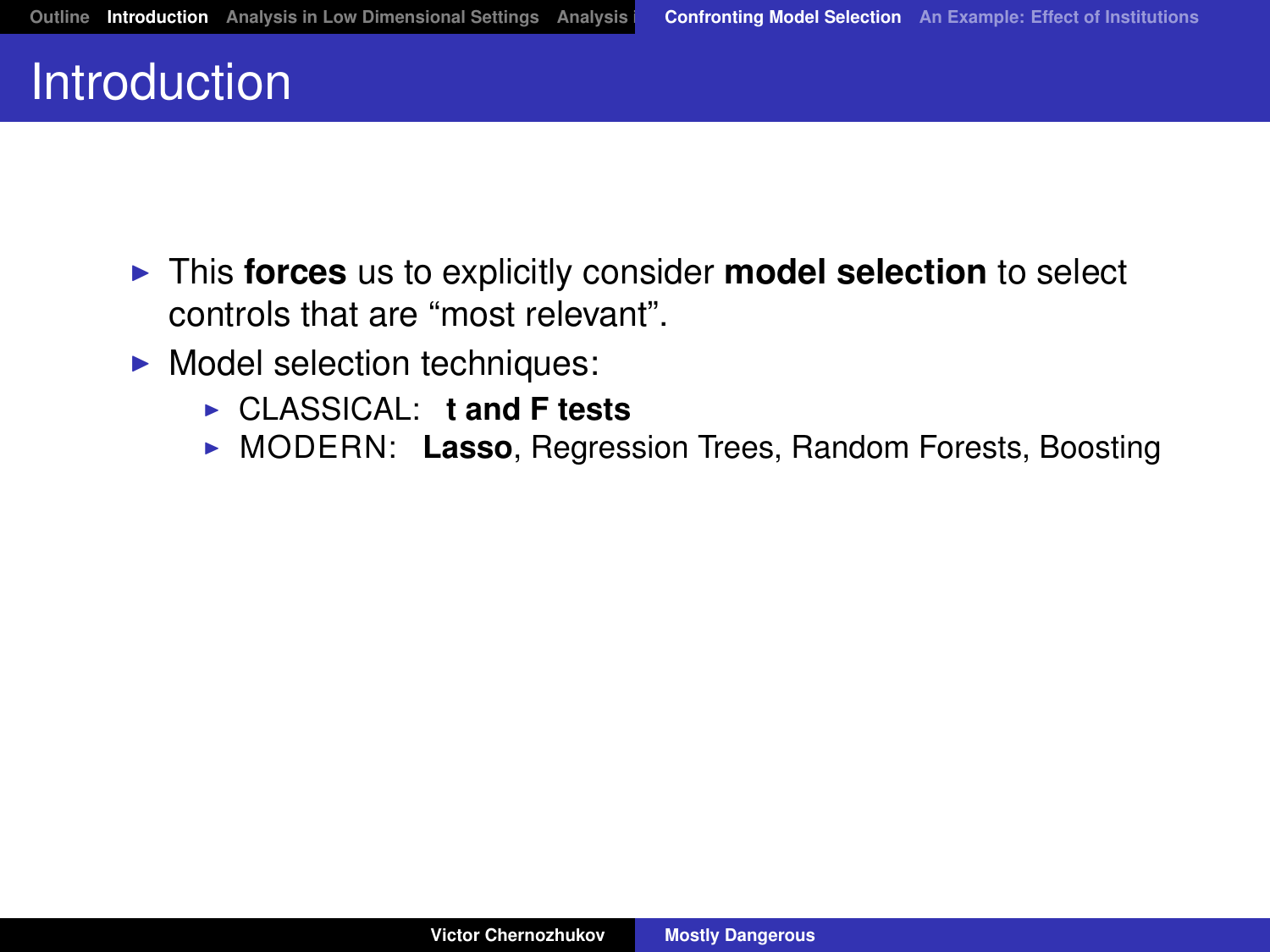# Introduction

- This **forces** us to explicitly consider **model selection** to select controls that are "most relevant".
- Model selection techniques:
  - CLASSICAL: **t and F tests**
  - MODERN: **Lasso**, Regression Trees, Random Forests, Boosting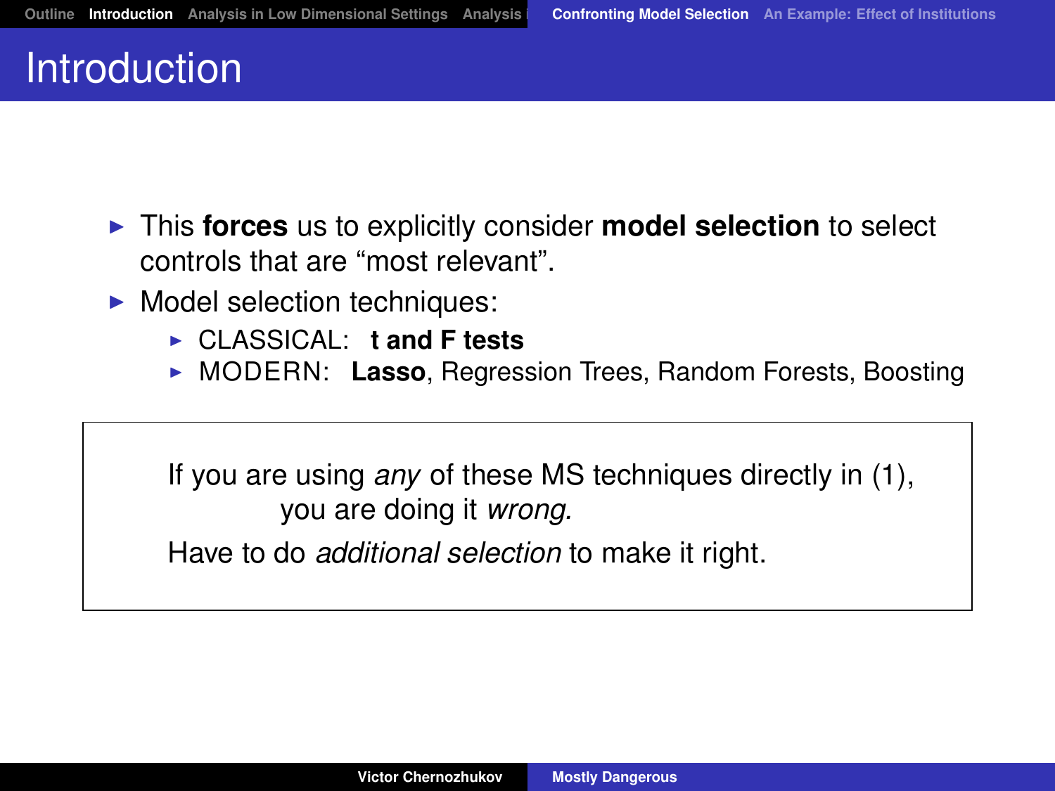# Introduction

- This **forces** us to explicitly consider **model selection** to select controls that are “most relevant”.
- Model selection techniques:
  - CLASSICAL: **t and F tests**
  - MODERN: **Lasso**, Regression Trees, Random Forests, Boosting

If you are using *any* of these MS techniques directly in (1), you are doing it *wrong.*

Have to do *additional selection* to make it right.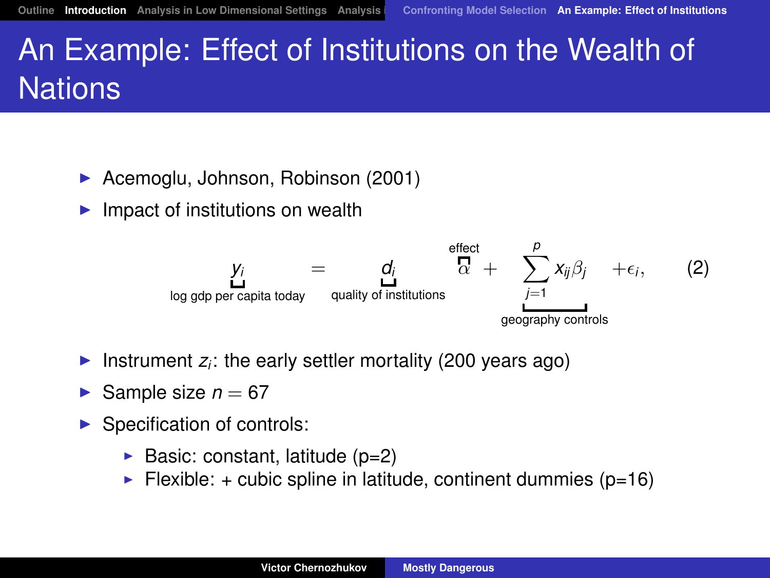# An Example: Effect of Institutions on the Wealth of Nations

- Acemoglu, Johnson, Robinson (2001)
- Impact of institutions on wealth

$$\underbrace{y_i}_{\text{log gdp per capita today}} = \underbrace{d_i}_{\text{quality of institutions}} \overbrace{\alpha}^{\text{effect}} + \underbrace{\sum_{j=1}^{p} x_{ij}\beta_j}_{\text{geography controls}} + \epsilon_i, \qquad (2)$$

- Instrument $z_i$: the early settler mortality (200 years ago)
- Sample size $n = 67$
- Specification of controls:
  - Basic: constant, latitude (p=2)
  - Flexible: + cubic spline in latitude, continent dummies (p=16)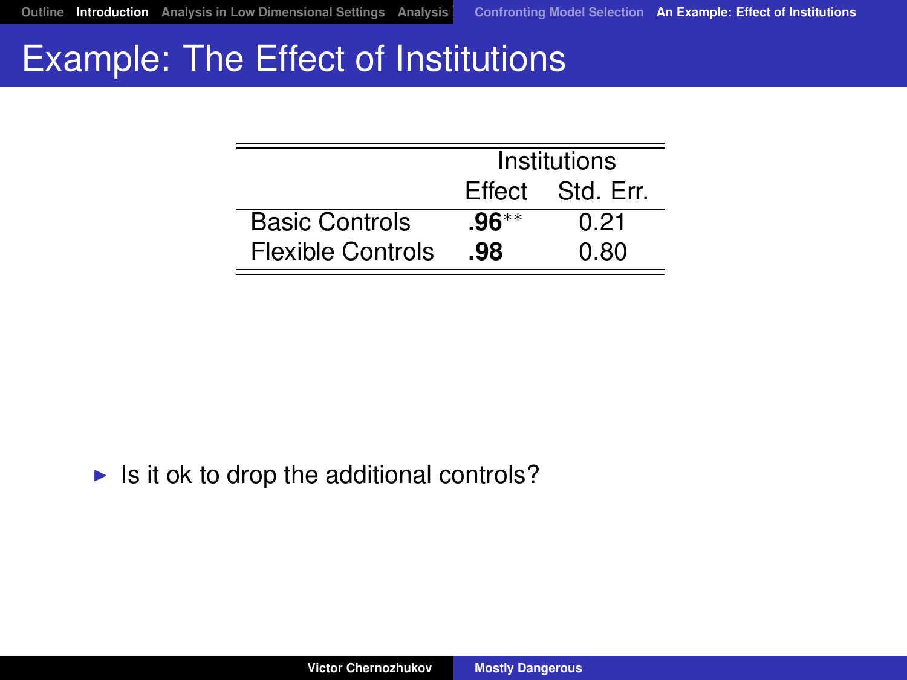# Example: The Effect of Institutions

| | Institutions | |
|---|---|---|
| | Effect | Std. Err. |
| Basic Controls | **.96**** | 0.21 |
| Flexible Controls | **.98** | 0.80 |

- Is it ok to drop the additional controls?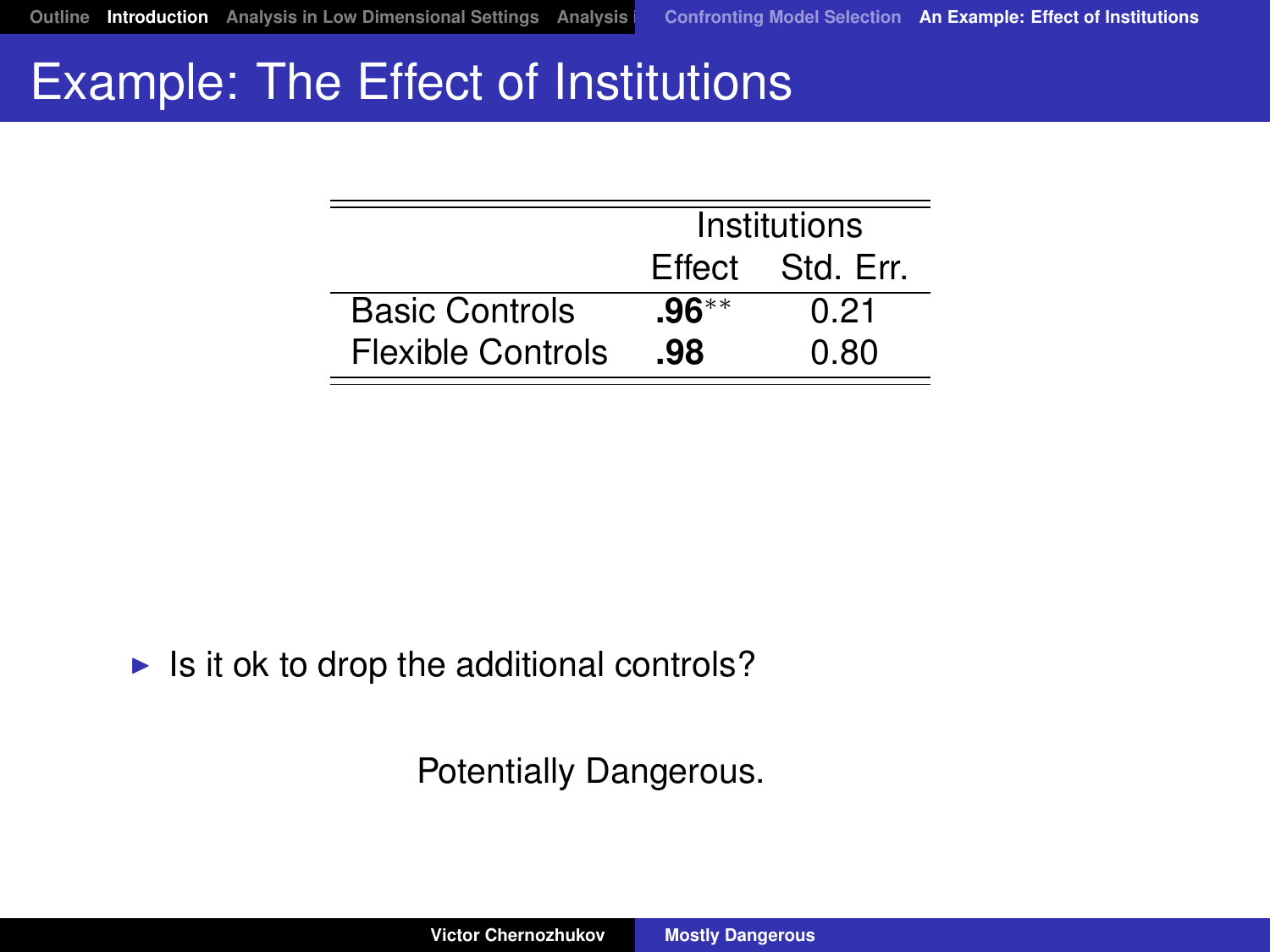# Example: The Effect of Institutions

| | Institutions | |
|---|---|---|
| | Effect | Std. Err. |
| Basic Controls | **.96**$^{**}$ | 0.21 |
| Flexible Controls | **.98** | 0.80 |

- Is it ok to drop the additional controls?

Potentially Dangerous.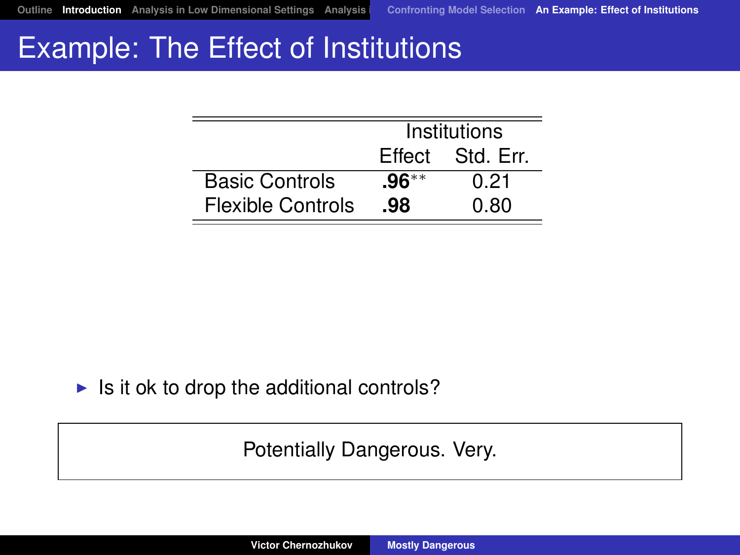# Example: The Effect of Institutions

| | Institutions | |
|---|---|---|
| | Effect | Std. Err. |
| Basic Controls | **.96**$^{**}$ | 0.21 |
| Flexible Controls | **.98** | 0.80 |

- Is it ok to drop the additional controls?

Potentially Dangerous. Very.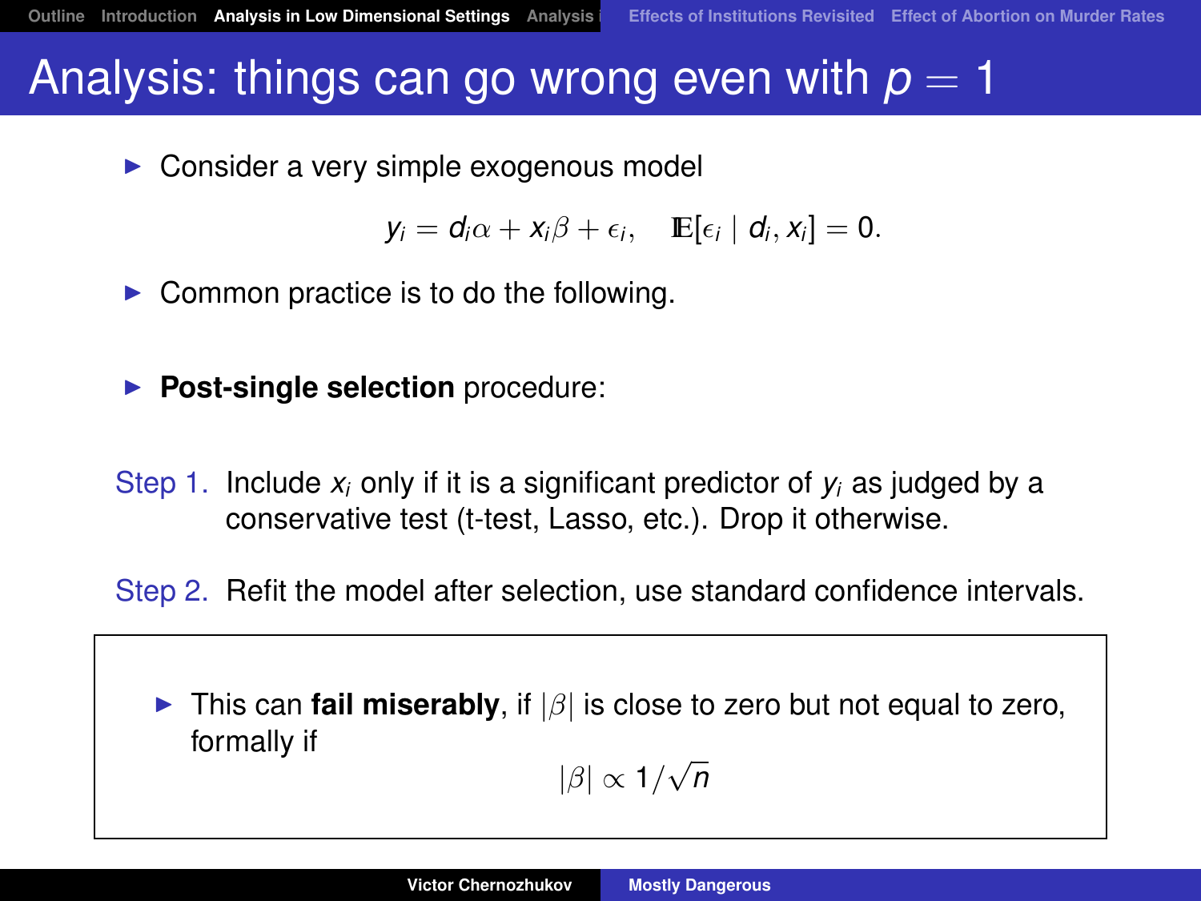# Analysis: things can go wrong even with $p = 1$

- Consider a very simple exogenous model

$$y_i = d_i\alpha + x_i\beta + \epsilon_i, \quad \mathbb{E}[\epsilon_i \mid d_i, x_i] = 0.$$

- Common practice is to do the following.

- **Post-single selection** procedure:

Step 1. Include $x_i$ only if it is a significant predictor of $y_i$ as judged by a conservative test (t-test, Lasso, etc.). Drop it otherwise.

Step 2. Refit the model after selection, use standard confidence intervals.

- This can **fail miserably**, if $|\beta|$ is close to zero but not equal to zero, formally if

$$|\beta| \propto 1/\sqrt{n}$$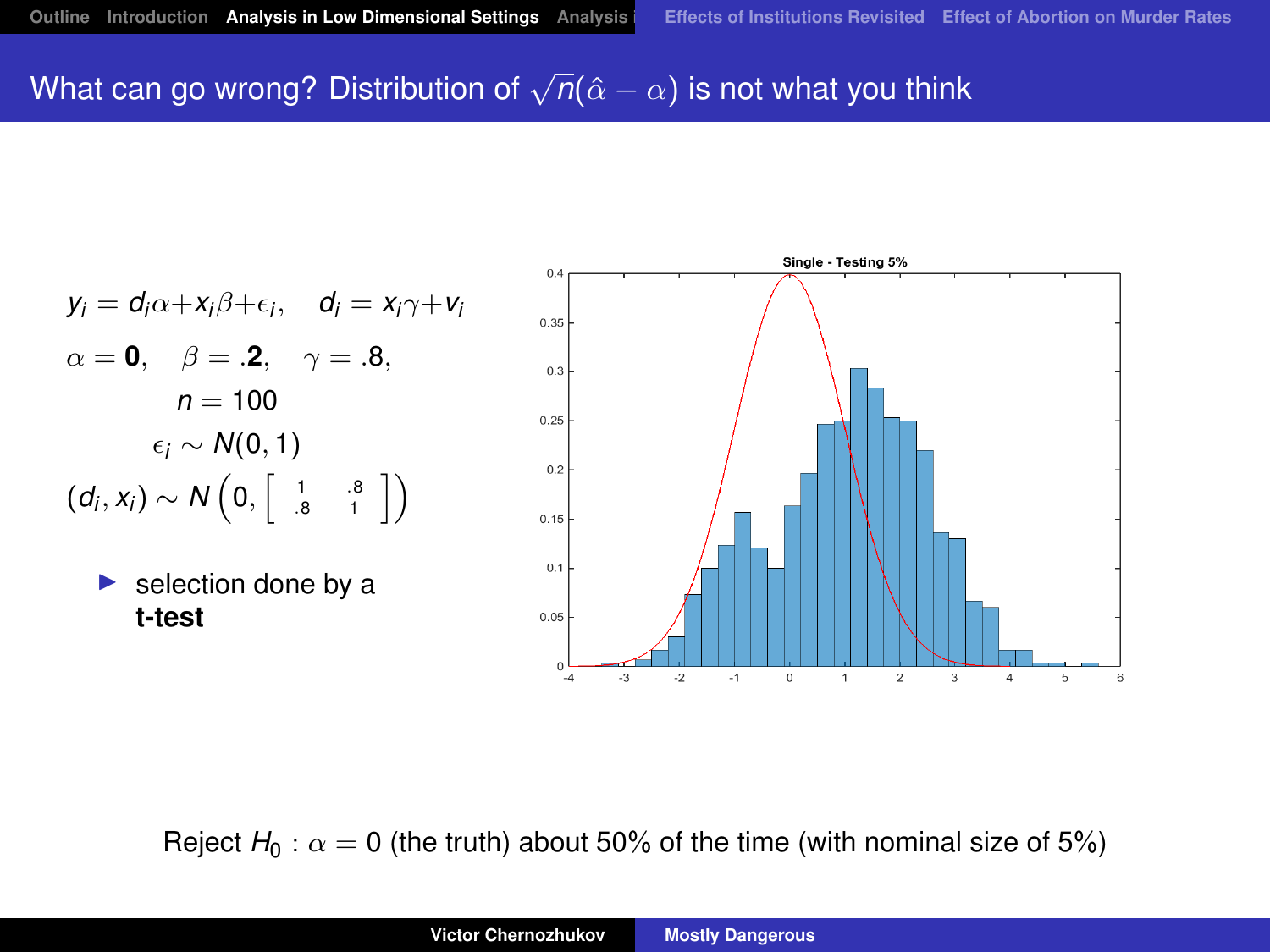## What can go wrong? Distribution of $\sqrt{n}(\hat{\alpha} - \alpha)$ is not what you think

$$y_i = d_i\alpha + x_i\beta + \epsilon_i, \quad d_i = x_i\gamma + v_i$$

$$\alpha = \mathbf{0}, \quad \beta = \mathbf{.2}, \quad \gamma = .8,$$

$$n = 100$$

$$\epsilon_i \sim N(0, 1)$$

$$(d_i, x_i) \sim N\left(0, \begin{bmatrix} 1 & .8 \\ .8 & 1 \end{bmatrix}\right)$$

- selection done by a **t-test**

Single - Testing 5%

Reject $H_0 : \alpha = 0$ (the truth) about 50% of the time (with nominal size of 5%)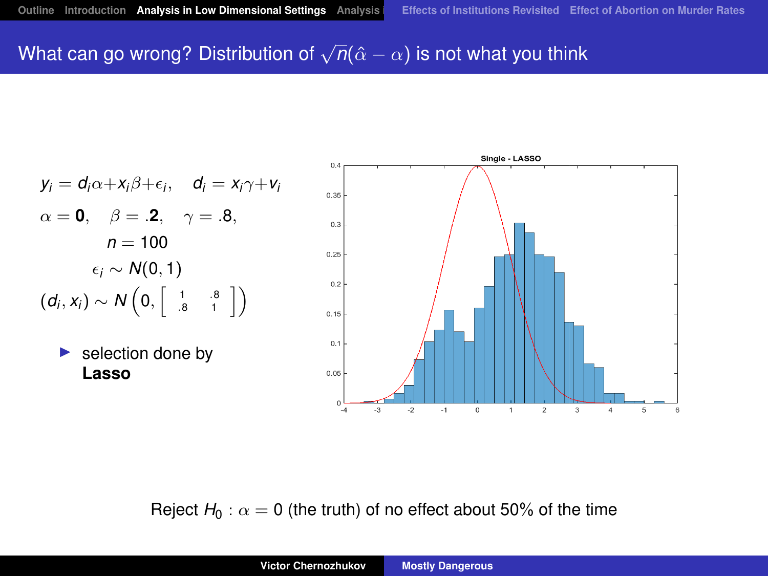# What can go wrong? Distribution of $\sqrt{n}(\hat{\alpha} - \alpha)$ is not what you think

$$y_i = d_i\alpha + x_i\beta + \epsilon_i, \quad d_i = x_i\gamma + v_i$$

$$\alpha = \mathbf{0}, \quad \beta = .\mathbf{2}, \quad \gamma = .8,$$

$$n = 100$$

$$\epsilon_i \sim N(0, 1)$$

$$(d_i, x_i) \sim N\left(0, \begin{bmatrix} 1 & .8 \\ .8 & 1 \end{bmatrix}\right)$$

- selection done by **Lasso**

Single - LASSO

Reject $H_0 : \alpha = 0$ (the truth) of no effect about 50% of the time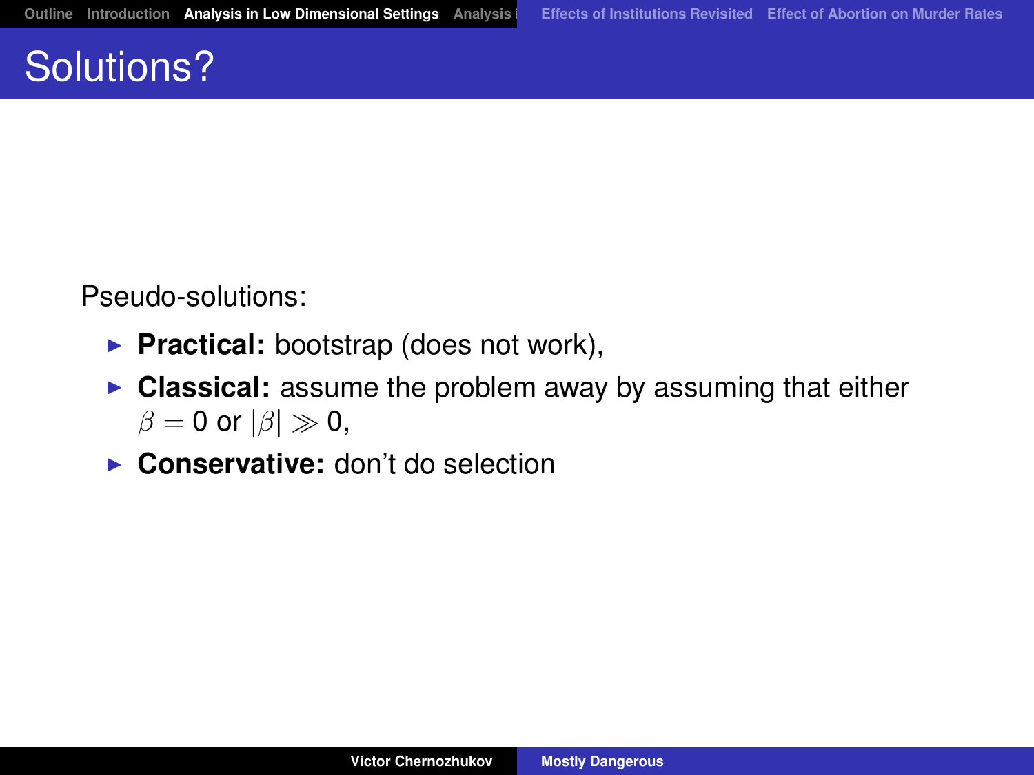# Solutions?

Pseudo-solutions:

- **Practical:** bootstrap (does not work),
- **Classical:** assume the problem away by assuming that either $\beta = 0$ or $|\beta| \gg 0$,
- **Conservative:** don't do selection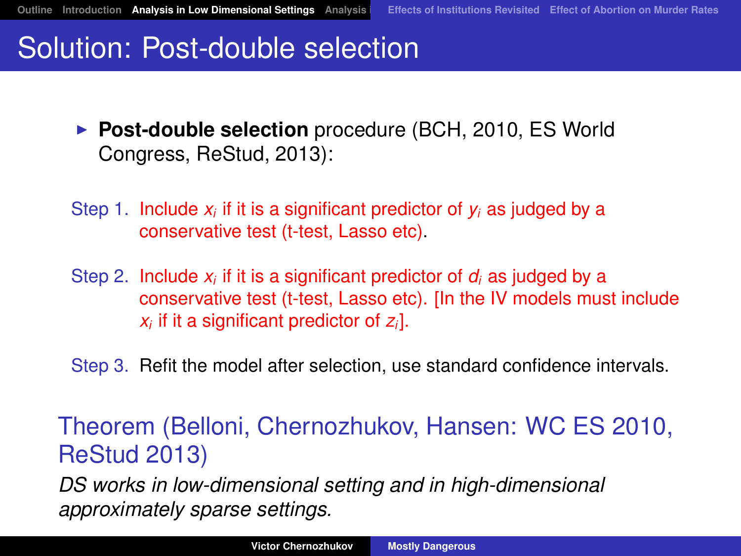# Solution: Post-double selection

- **Post-double selection** procedure (BCH, 2010, ES World Congress, ReStud, 2013):

Step 1. Include $x_i$ if it is a significant predictor of $y_i$ as judged by a conservative test (t-test, Lasso etc).

Step 2. Include $x_i$ if it is a significant predictor of $d_i$ as judged by a conservative test (t-test, Lasso etc). [In the IV models must include $x_i$ if it a significant predictor of $z_i$].

Step 3. Refit the model after selection, use standard confidence intervals.

**Theorem (Belloni, Chernozhukov, Hansen: WC ES 2010, ReStud 2013)**

*DS works in low-dimensional setting and in high-dimensional approximately sparse settings.*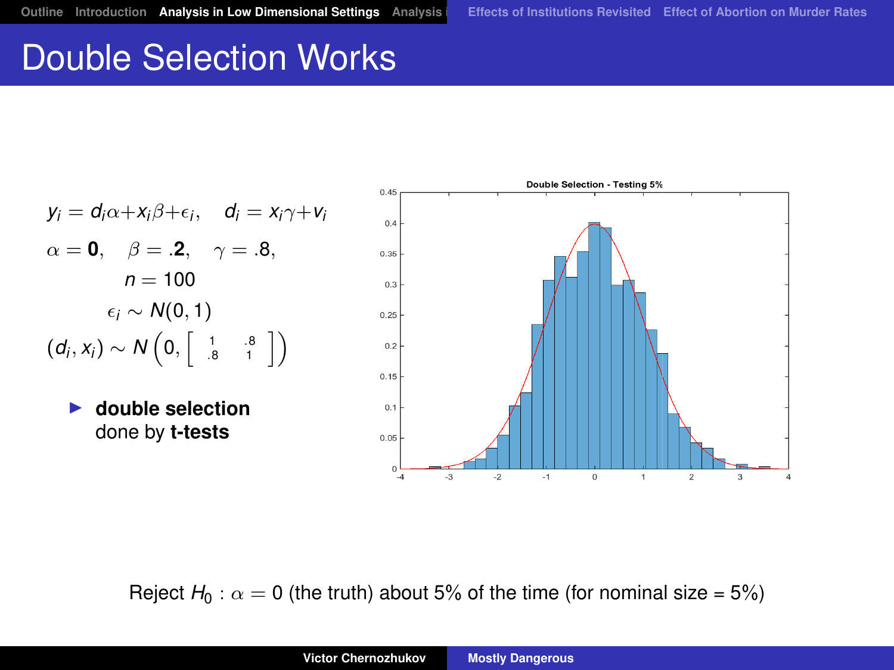# Double Selection Works

$$y_i = d_i\alpha + x_i\beta + \epsilon_i, \quad d_i = x_i\gamma + v_i$$

$$\alpha = \mathbf{0}, \quad \beta = \mathbf{.2}, \quad \gamma = .8,$$

$$n = 100$$

$$\epsilon_i \sim N(0,1)$$

$$(d_i, x_i) \sim N\left(0, \begin{bmatrix} 1 & .8 \\ .8 & 1 \end{bmatrix}\right)$$

- **double selection** done by **t-tests**

Reject $H_0 : \alpha = 0$ (the truth) about 5% of the time (for nominal size = 5%)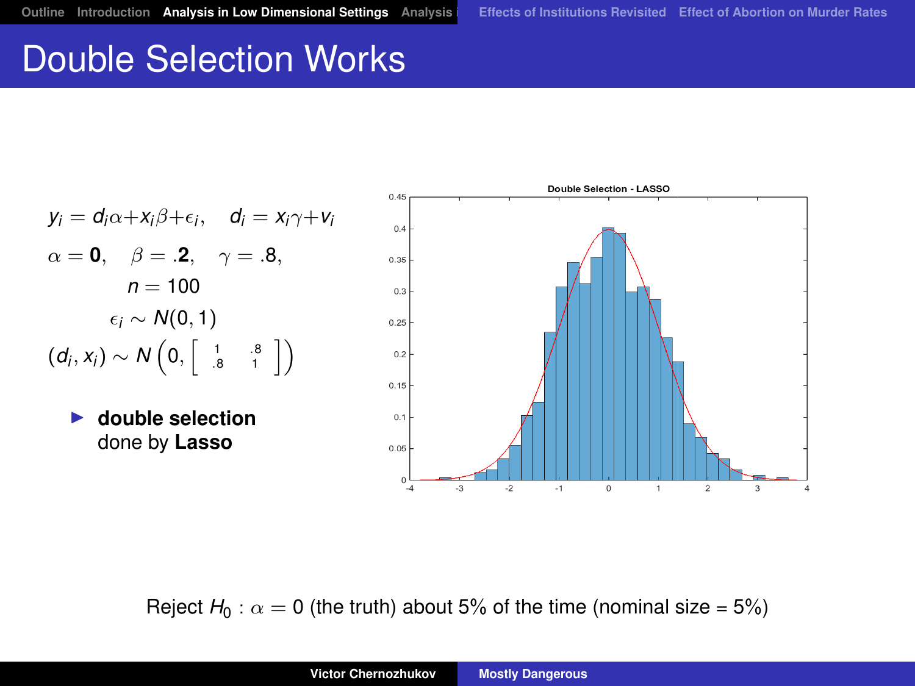# Double Selection Works

$$y_i = d_i\alpha + x_i\beta + \epsilon_i, \quad d_i = x_i\gamma + v_i$$

$$\alpha = \mathbf{0}, \quad \beta = \mathbf{.2}, \quad \gamma = .8,$$

$$n = 100$$

$$\epsilon_i \sim N(0,1)$$

$$(d_i, x_i) \sim N\left(0, \begin{bmatrix} 1 & .8 \\ .8 & 1 \end{bmatrix}\right)$$

- **double selection** done by **Lasso**

Reject $H_0 : \alpha = 0$ (the truth) about 5% of the time (nominal size = 5%)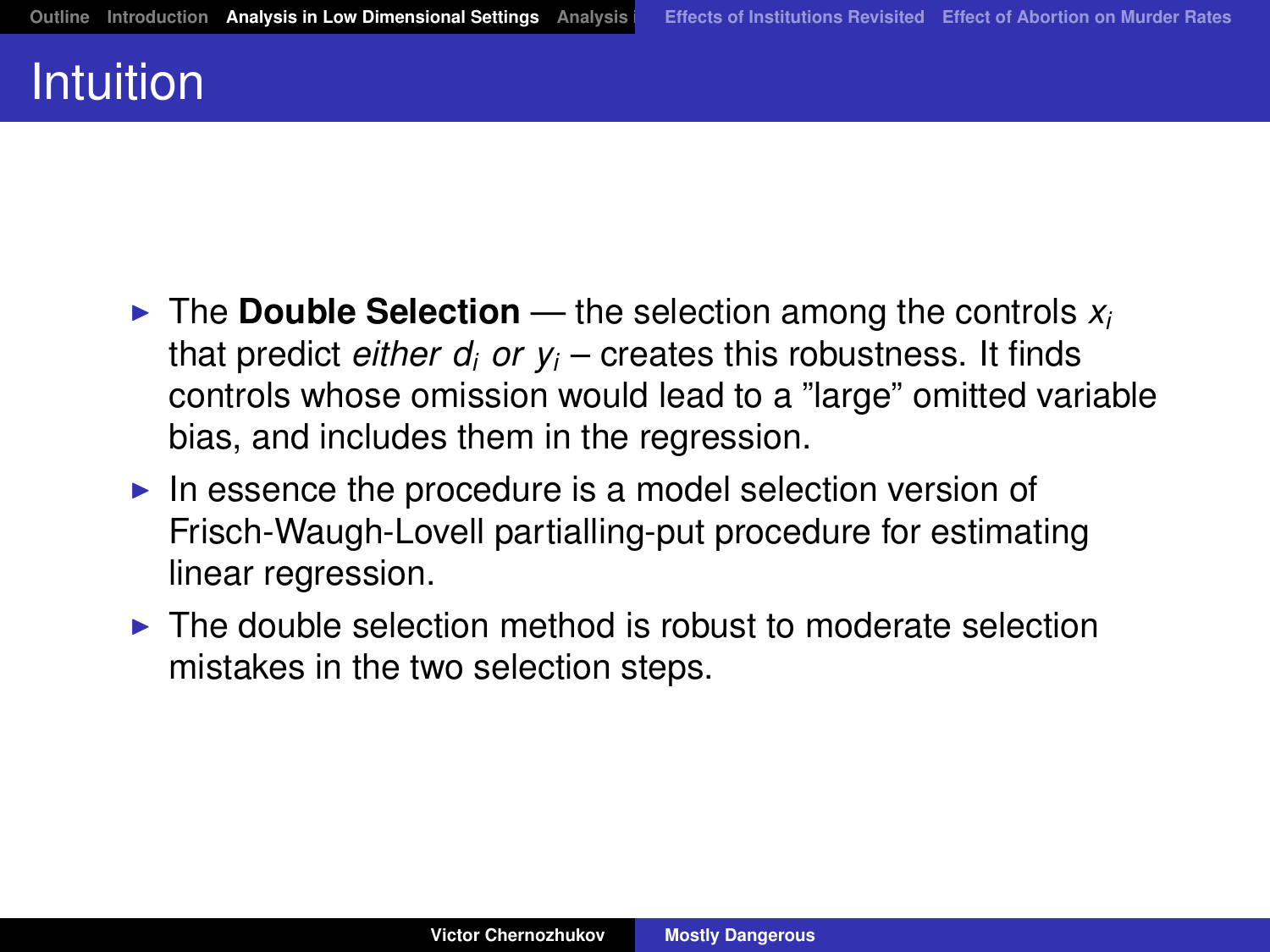# Intuition

- The **Double Selection** — the selection among the controls $x_i$ that predict *either* $d_i$ *or* $y_i$ – creates this robustness. It finds controls whose omission would lead to a "large" omitted variable bias, and includes them in the regression.
- In essence the procedure is a model selection version of Frisch-Waugh-Lovell partialling-put procedure for estimating linear regression.
- The double selection method is robust to moderate selection mistakes in the two selection steps.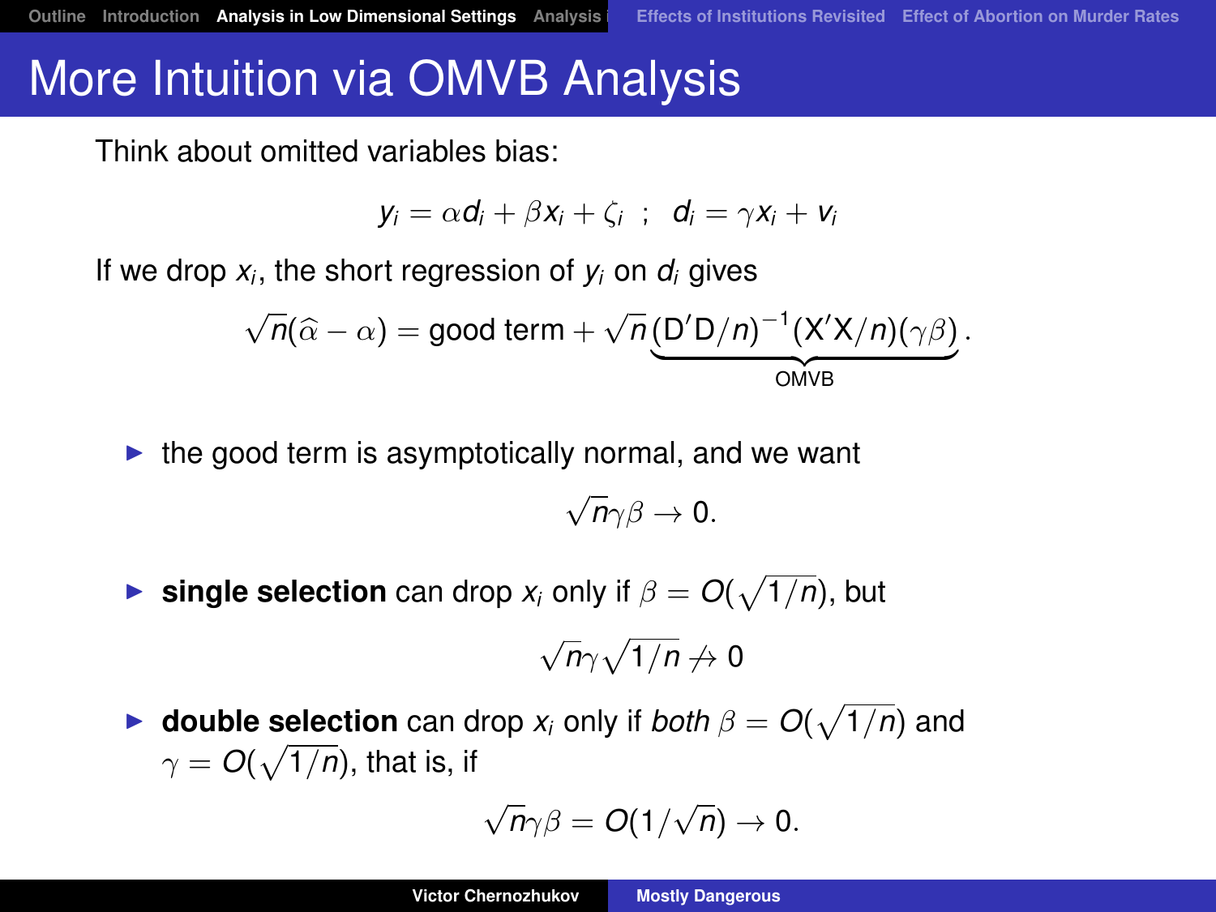# More Intuition via OMVB Analysis

Think about omitted variables bias:

$$y_i = \alpha d_i + \beta x_i + \zeta_i \;\; ; \;\; d_i = \gamma x_i + v_i$$

If we drop $x_i$, the short regression of $y_i$ on $d_i$ gives

$$\sqrt{n}(\widehat{\alpha} - \alpha) = \text{good term} + \sqrt{n}\underbrace{(\mathrm{D}'\mathrm{D}/n)^{-1}(\mathrm{X}'\mathrm{X}/n)(\gamma\beta)}_{\text{OMVB}}.$$

- the good term is asymptotically normal, and we want

$$\sqrt{n}\gamma\beta \to 0.$$

- **single selection** can drop $x_i$ only if $\beta = O(\sqrt{1/n})$, but

$$\sqrt{n}\gamma\sqrt{1/n} \not\to 0$$

- **double selection** can drop $x_i$ only if *both* $\beta = O(\sqrt{1/n})$ and $\gamma = O(\sqrt{1/n})$, that is, if

$$\sqrt{n}\gamma\beta = O(1/\sqrt{n}) \to 0.$$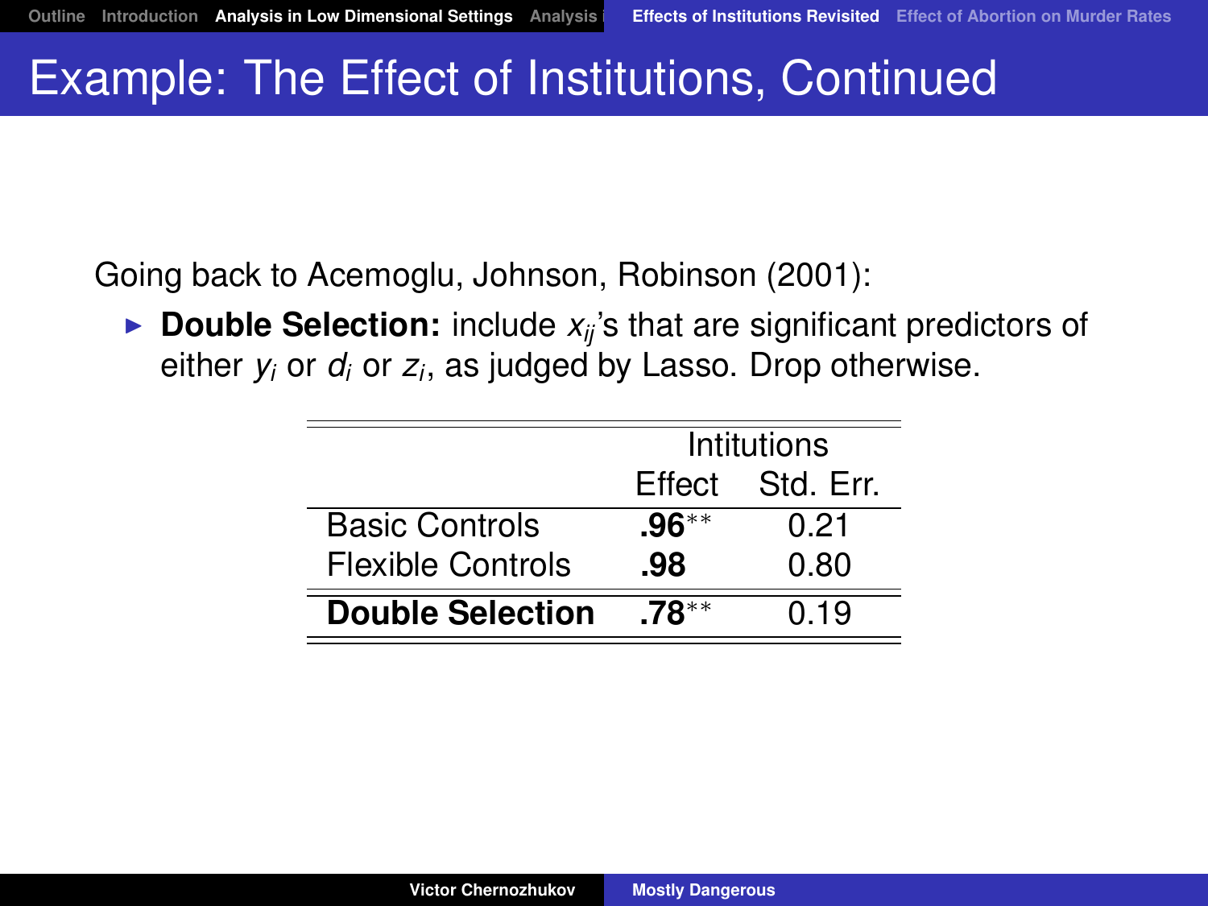# Example: The Effect of Institutions, Continued

Going back to Acemoglu, Johnson, Robinson (2001):

- **Double Selection:** include $x_{ij}$'s that are significant predictors of either $y_i$ or $d_i$ or $z_i$, as judged by Lasso. Drop otherwise.

| | Intitutions | |
|---|---|---|
| | Effect | Std. Err. |
| Basic Controls | **.96**$^{**}$ | 0.21 |
| Flexible Controls | **.98** | 0.80 |
| **Double Selection** | **.78**$^{**}$ | 0.19 |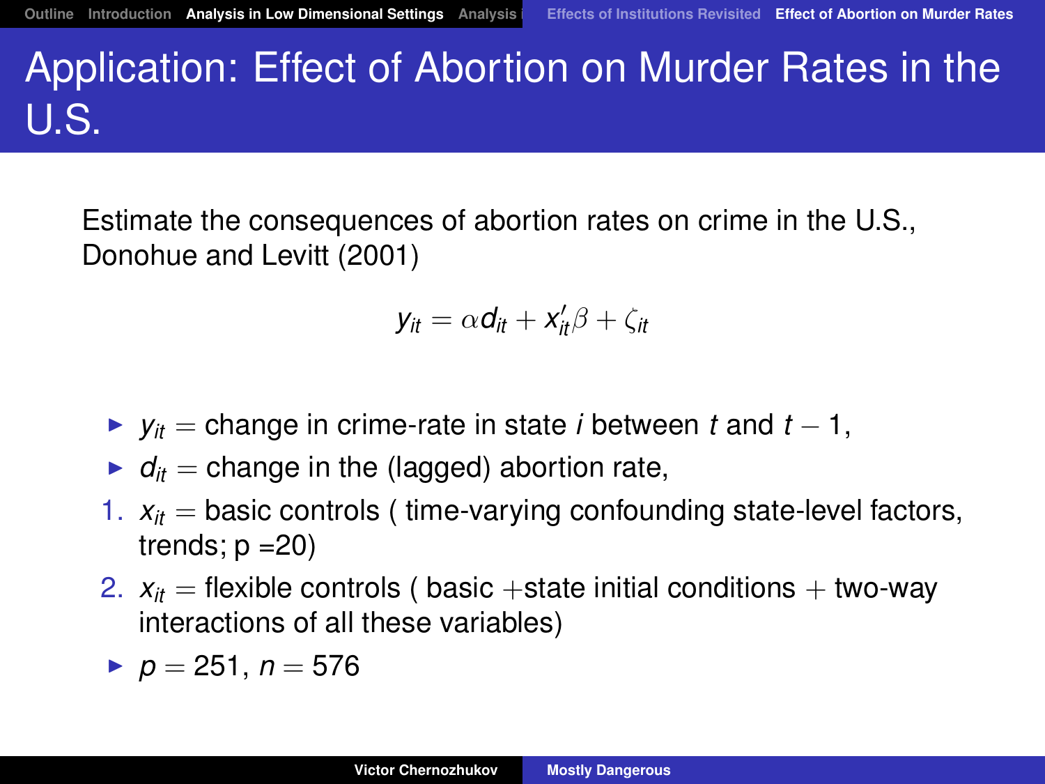# Application: Effect of Abortion on Murder Rates in the U.S.

Estimate the consequences of abortion rates on crime in the U.S., Donohue and Levitt (2001)

$$y_{it} = \alpha d_{it} + x_{it}'\beta + \zeta_{it}$$

- $y_{it}$ = change in crime-rate in state $i$ between $t$ and $t-1$,
- $d_{it}$ = change in the (lagged) abortion rate,

1. $x_{it}$ = basic controls ( time-varying confounding state-level factors, trends; p =20)
2. $x_{it}$ = flexible controls ( basic +state initial conditions + two-way interactions of all these variables)

- $p = 251$, $n = 576$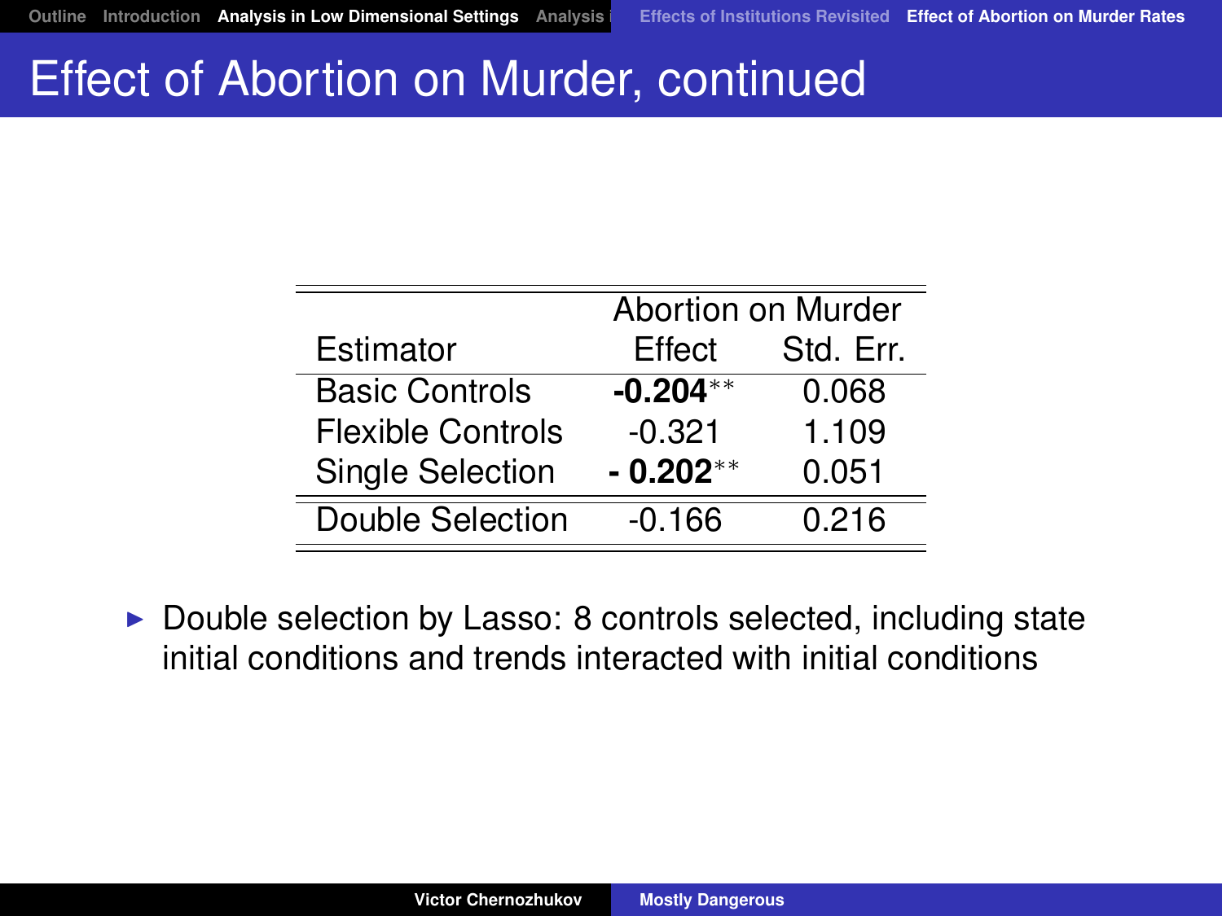# Effect of Abortion on Murder, continued

| | Abortion on Murder | |
|---|---|---|
| Estimator | Effect | Std. Err. |
| Basic Controls | **-0.204**$^{**}$ | 0.068 |
| Flexible Controls | -0.321 | 1.109 |
| Single Selection | **- 0.202**$^{**}$ | 0.051 |
| Double Selection | -0.166 | 0.216 |

- Double selection by Lasso: 8 controls selected, including state initial conditions and trends interacted with initial conditions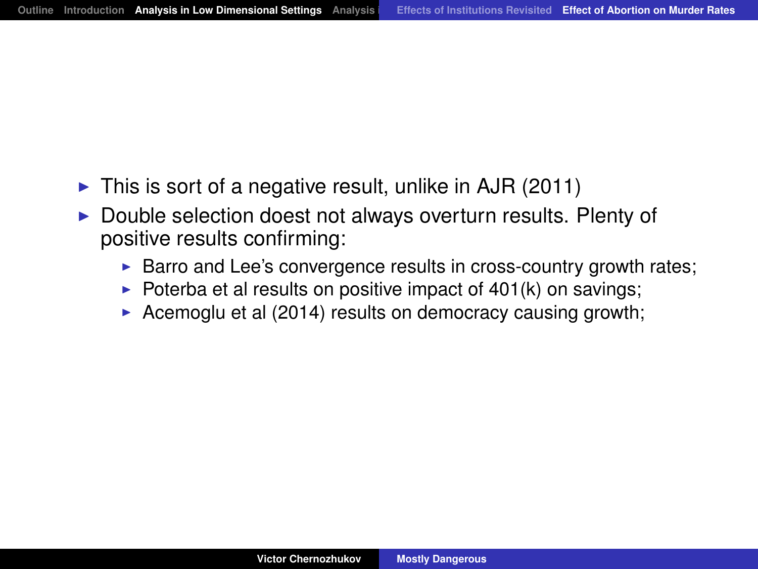- This is sort of a negative result, unlike in AJR (2011)
- Double selection doest not always overturn results. Plenty of positive results confirming:
  - Barro and Lee's convergence results in cross-country growth rates;
  - Poterba et al results on positive impact of 401(k) on savings;
  - Acemoglu et al (2014) results on democracy causing growth;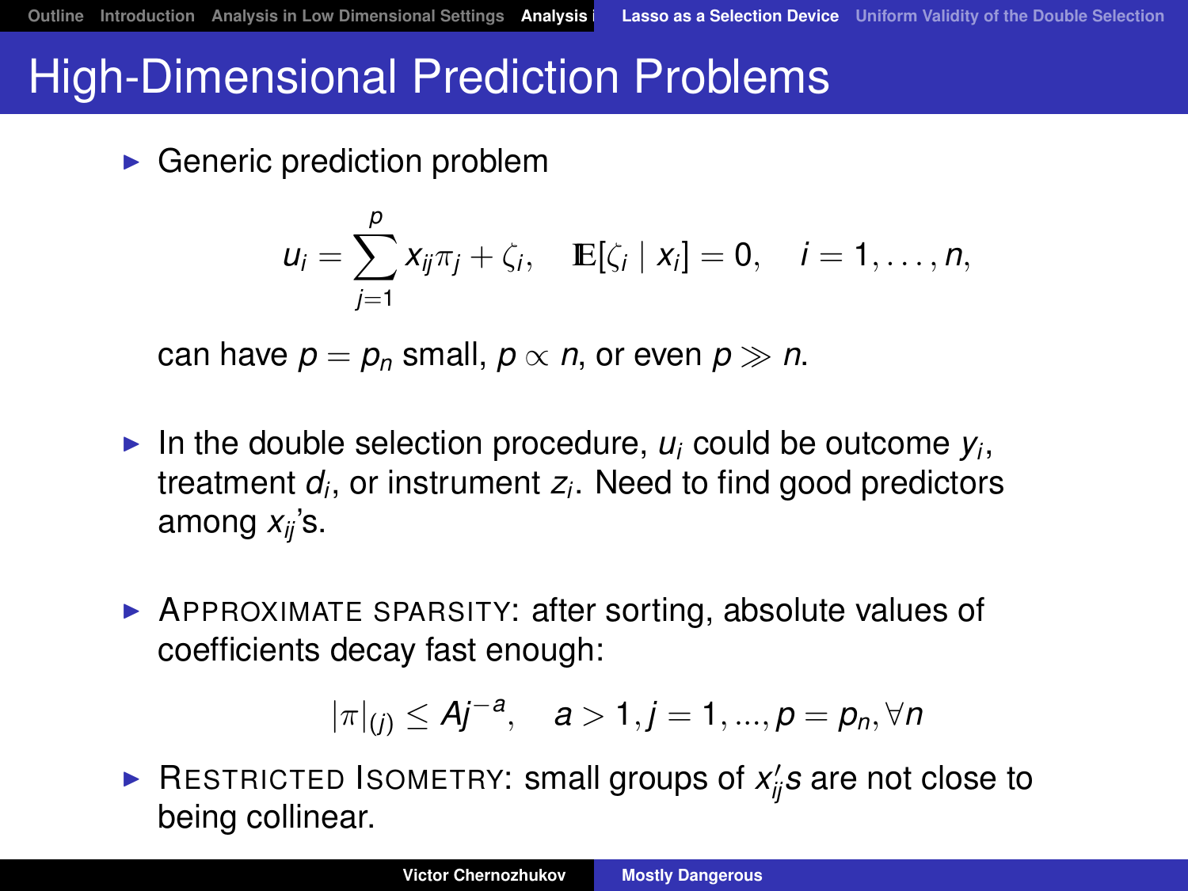# High-Dimensional Prediction Problems

- Generic prediction problem

$$u_i = \sum_{j=1}^{p} x_{ij}\pi_j + \zeta_i, \quad \mathbb{E}[\zeta_i \mid x_i] = 0, \quad i = 1, \ldots, n,$$

  can have $p = p_n$ small, $p \propto n$, or even $p \gg n$.

- In the double selection procedure, $u_i$ could be outcome $y_i$, treatment $d_i$, or instrument $z_i$. Need to find good predictors among $x_{ij}$'s.

- APPROXIMATE SPARSITY: after sorting, absolute values of coefficients decay fast enough:

$$|\pi|_{(j)} \leq Aj^{-a}, \quad a > 1, j = 1, ..., p = p_n, \forall n$$

- RESTRICTED ISOMETRY: small groups of $x_{ij}'s$ are not close to being collinear.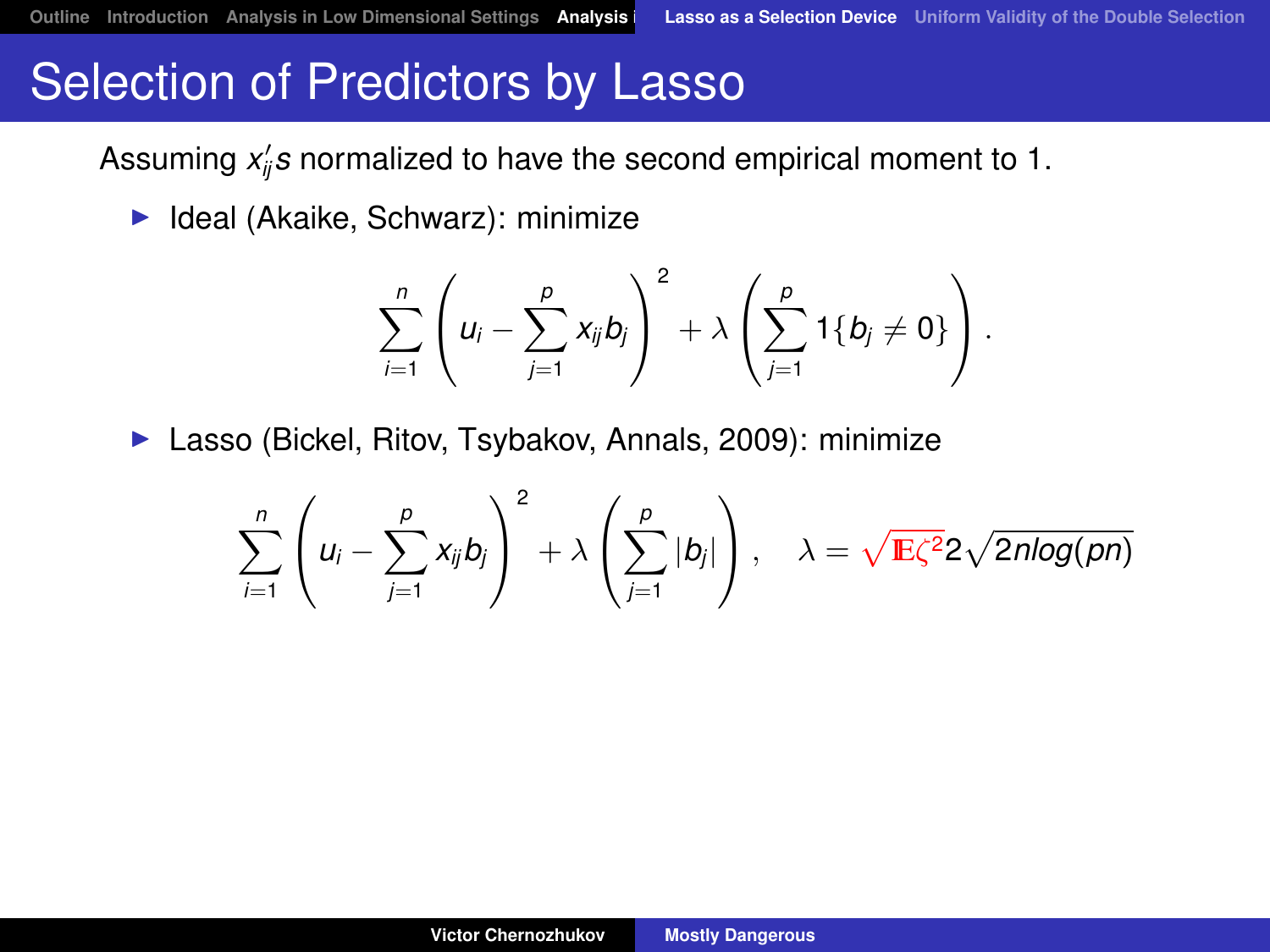# Selection of Predictors by Lasso

Assuming $x_{ij}'s$ normalized to have the second empirical moment to 1.

- Ideal (Akaike, Schwarz): minimize

$$\sum_{i=1}^{n} \left( u_i - \sum_{j=1}^{p} x_{ij} b_j \right)^2 + \lambda \left( \sum_{j=1}^{p} 1\{b_j \neq 0\} \right).$$

- Lasso (Bickel, Ritov, Tsybakov, Annals, 2009): minimize

$$\sum_{i=1}^{n} \left( u_i - \sum_{j=1}^{p} x_{ij} b_j \right)^2 + \lambda \left( \sum_{j=1}^{p} |b_j| \right), \quad \lambda = \sqrt{\mathbb{E}\zeta^2} 2\sqrt{2n\log(pn)}$$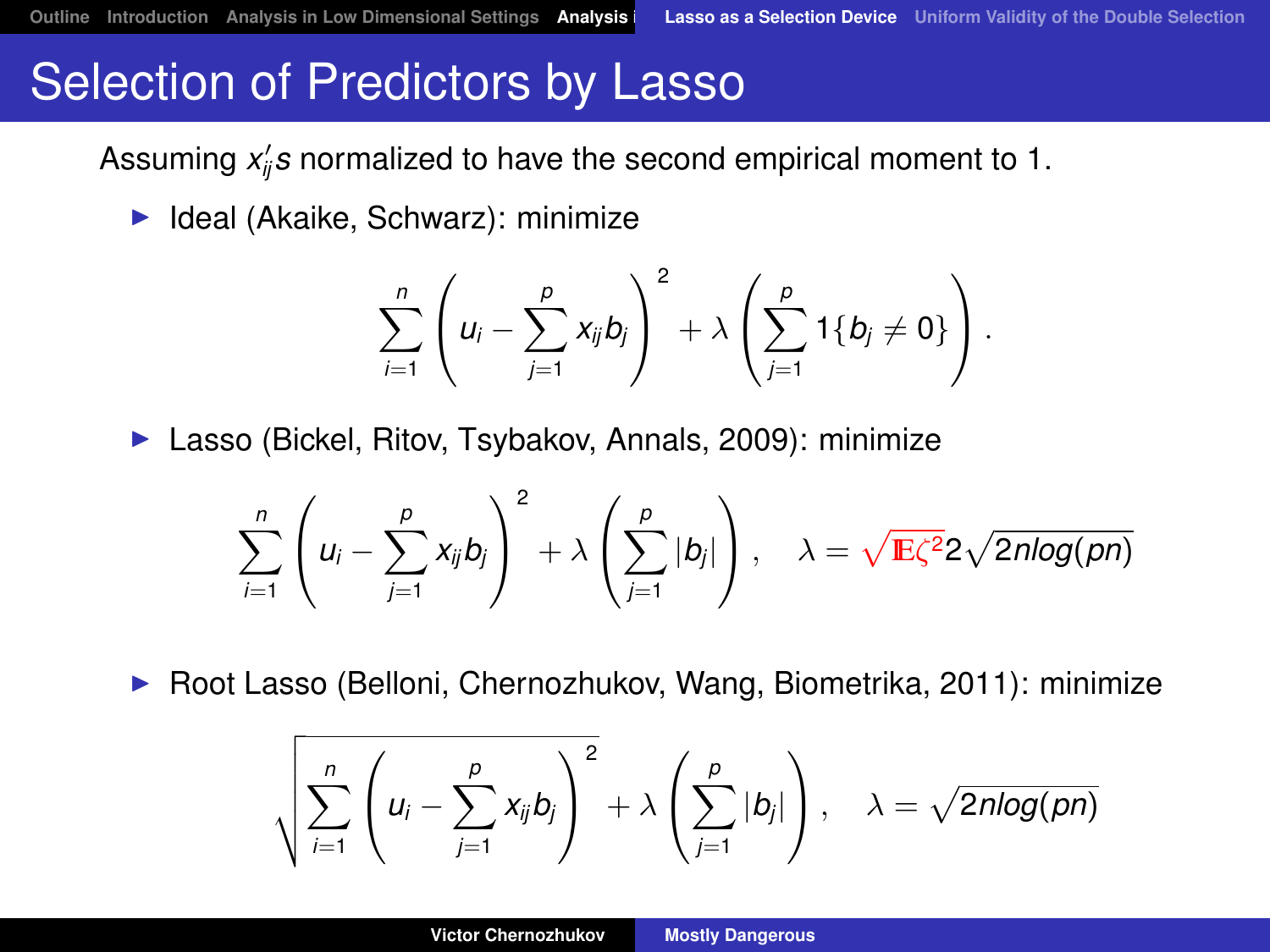# Selection of Predictors by Lasso

Assuming $x_{ij}'s$ normalized to have the second empirical moment to 1.

- Ideal (Akaike, Schwarz): minimize

$$\sum_{i=1}^{n}\left(u_i - \sum_{j=1}^{p} x_{ij} b_j\right)^2 + \lambda \left(\sum_{j=1}^{p} 1\{b_j \neq 0\}\right).$$

- Lasso (Bickel, Ritov, Tsybakov, Annals, 2009): minimize

$$\sum_{i=1}^{n}\left(u_i - \sum_{j=1}^{p} x_{ij} b_j\right)^2 + \lambda \left(\sum_{j=1}^{p} |b_j|\right), \quad \lambda = \sqrt{\mathbb{E}\zeta^2} 2\sqrt{2nlog(pn)}$$

- Root Lasso (Belloni, Chernozhukov, Wang, Biometrika, 2011): minimize

$$\sqrt{\sum_{i=1}^{n}\left(u_i - \sum_{j=1}^{p} x_{ij} b_j\right)^2} + \lambda \left(\sum_{j=1}^{p} |b_j|\right), \quad \lambda = \sqrt{2nlog(pn)}$$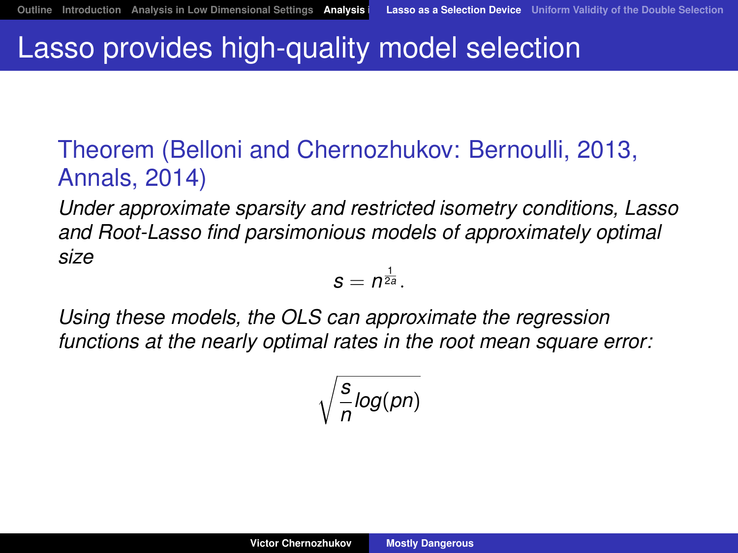# Lasso provides high-quality model selection

**Theorem (Belloni and Chernozhukov: Bernoulli, 2013, Annals, 2014)**

*Under approximate sparsity and restricted isometry conditions, Lasso and Root-Lasso find parsimonious models of approximately optimal size*

$$s = n^{\frac{1}{2a}}.$$

*Using these models, the OLS can approximate the regression functions at the nearly optimal rates in the root mean square error:*

$$\sqrt{\frac{s}{n} log(pn)}$$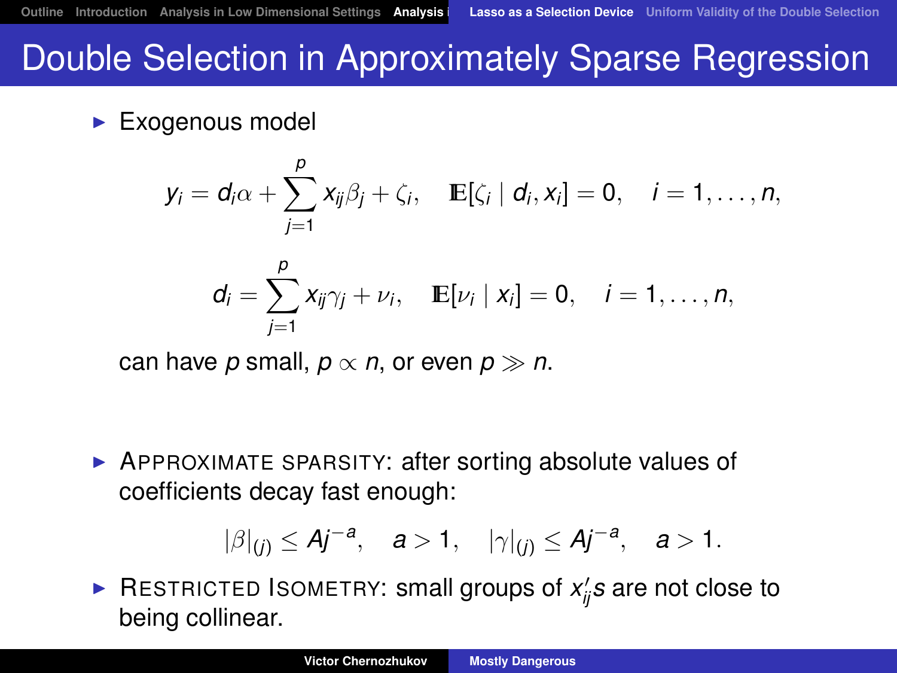# Double Selection in Approximately Sparse Regression

- Exogenous model

$$y_i = d_i \alpha + \sum_{j=1}^{p} x_{ij} \beta_j + \zeta_i, \quad \mathbb{E}[\zeta_i \mid d_i, x_i] = 0, \quad i = 1, \ldots, n,$$

$$d_i = \sum_{j=1}^{p} x_{ij} \gamma_j + \nu_i, \quad \mathbb{E}[\nu_i \mid x_i] = 0, \quad i = 1, \ldots, n,$$

can have $p$ small, $p \propto n$, or even $p \gg n$.

- APPROXIMATE SPARSITY: after sorting absolute values of coefficients decay fast enough:

$$|\beta|_{(j)} \leq A j^{-a}, \quad a > 1, \quad |\gamma|_{(j)} \leq A j^{-a}, \quad a > 1.$$

- RESTRICTED ISOMETRY: small groups of $x_{ij}'s$ are not close to being collinear.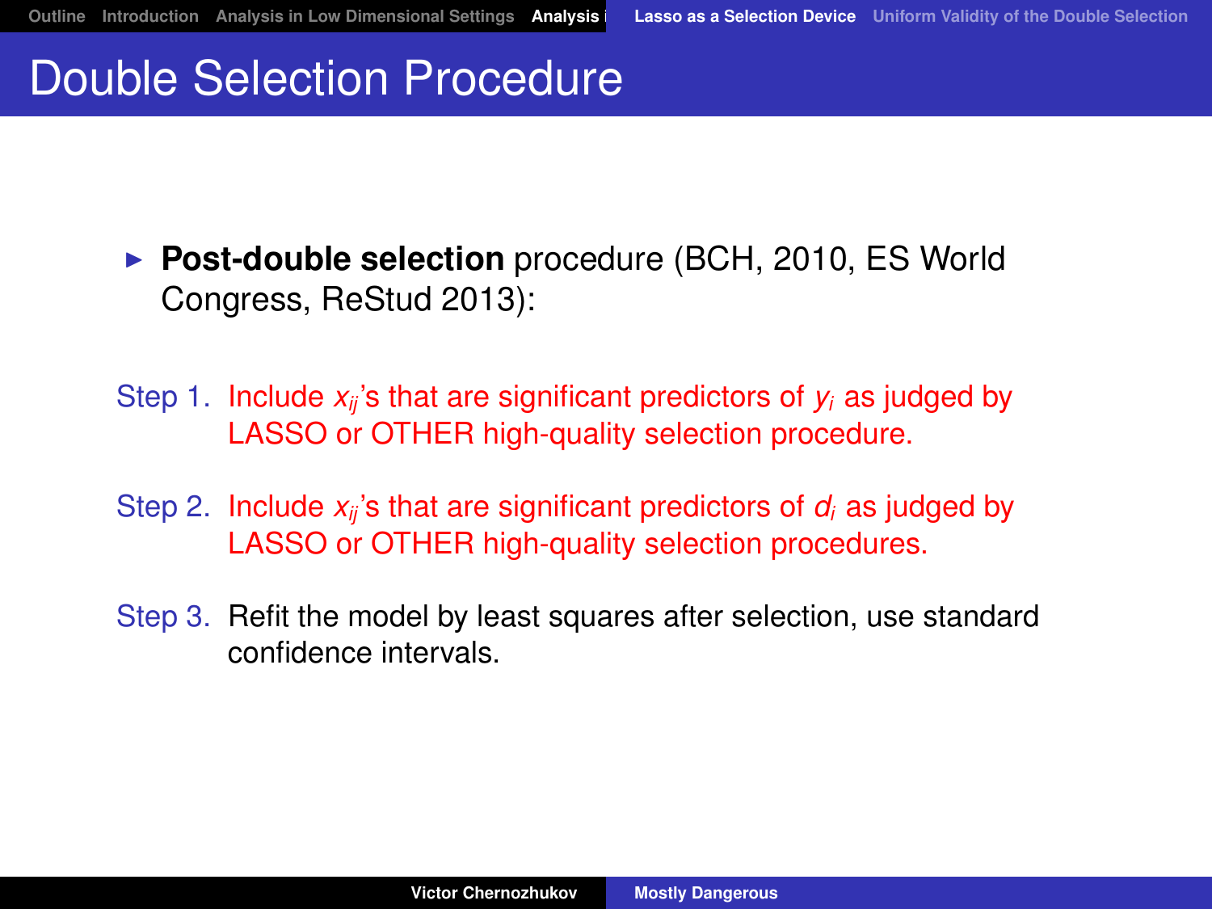# Double Selection Procedure

- **Post-double selection** procedure (BCH, 2010, ES World Congress, ReStud 2013):

Step 1. Include $x_{ij}$'s that are significant predictors of $y_i$ as judged by LASSO or OTHER high-quality selection procedure.

Step 2. Include $x_{ij}$'s that are significant predictors of $d_i$ as judged by LASSO or OTHER high-quality selection procedures.

Step 3. Refit the model by least squares after selection, use standard confidence intervals.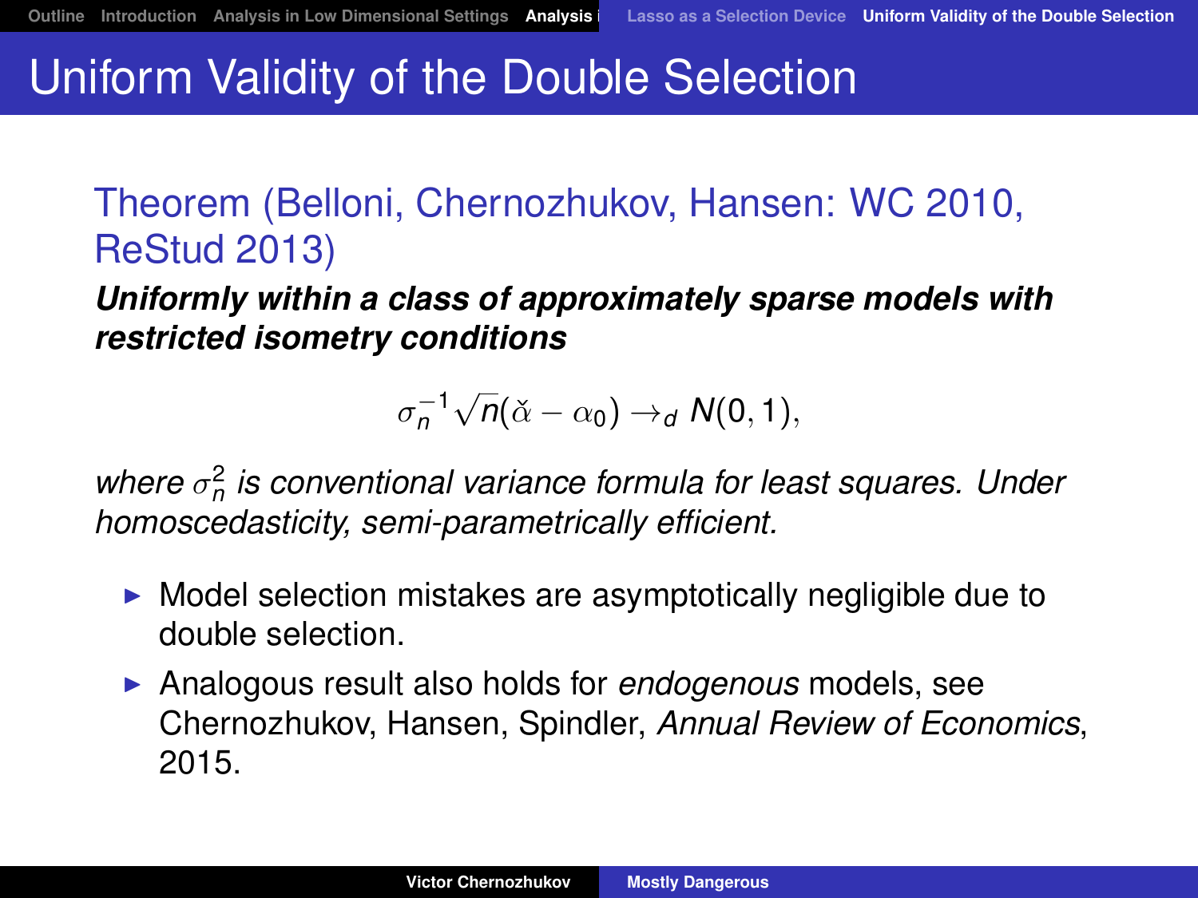# Uniform Validity of the Double Selection

## Theorem (Belloni, Chernozhukov, Hansen: WC 2010, ReStud 2013)

***Uniformly within a class of approximately sparse models with restricted isometry conditions***

$$\sigma_n^{-1}\sqrt{n}(\check{\alpha} - \alpha_0) \to_d N(0, 1),$$

*where $\sigma_n^2$ is conventional variance formula for least squares. Under homoscedasticity, semi-parametrically efficient.*

- Model selection mistakes are asymptotically negligible due to double selection.
- Analogous result also holds for *endogenous* models, see Chernozhukov, Hansen, Spindler, *Annual Review of Economics*, 2015.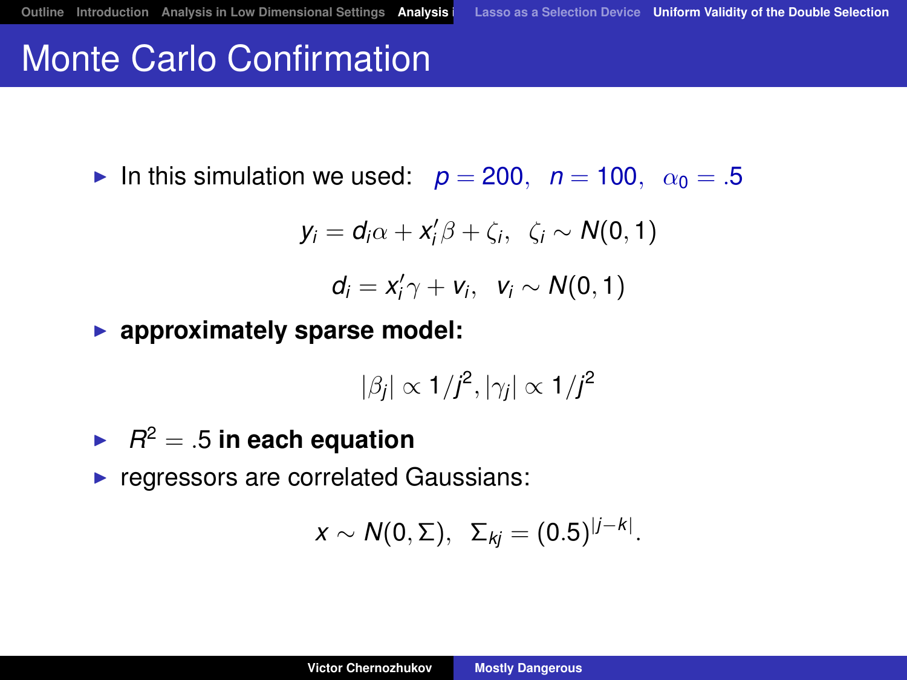# Monte Carlo Confirmation

- In this simulation we used: $p = 200, \;\; n = 100, \;\; \alpha_0 = .5$

$$y_i = d_i \alpha + x_i' \beta + \zeta_i, \;\; \zeta_i \sim N(0,1)$$

$$d_i = x_i' \gamma + v_i, \;\; v_i \sim N(0,1)$$

- **approximately sparse model:**

$$|\beta_j| \propto 1/j^2, |\gamma_j| \propto 1/j^2$$

- $R^2 = .5$ **in each equation**
- regressors are correlated Gaussians:

$$x \sim N(0, \Sigma), \;\; \Sigma_{kj} = (0.5)^{|j-k|}.$$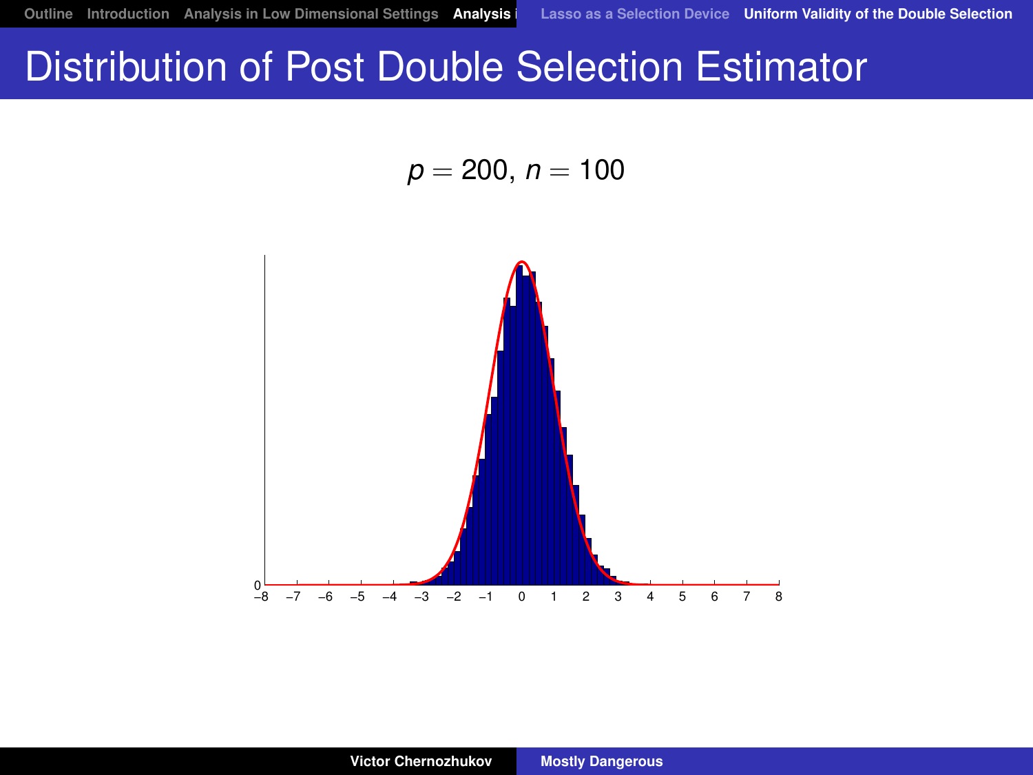# Distribution of Post Double Selection Estimator

$p = 200$, $n = 100$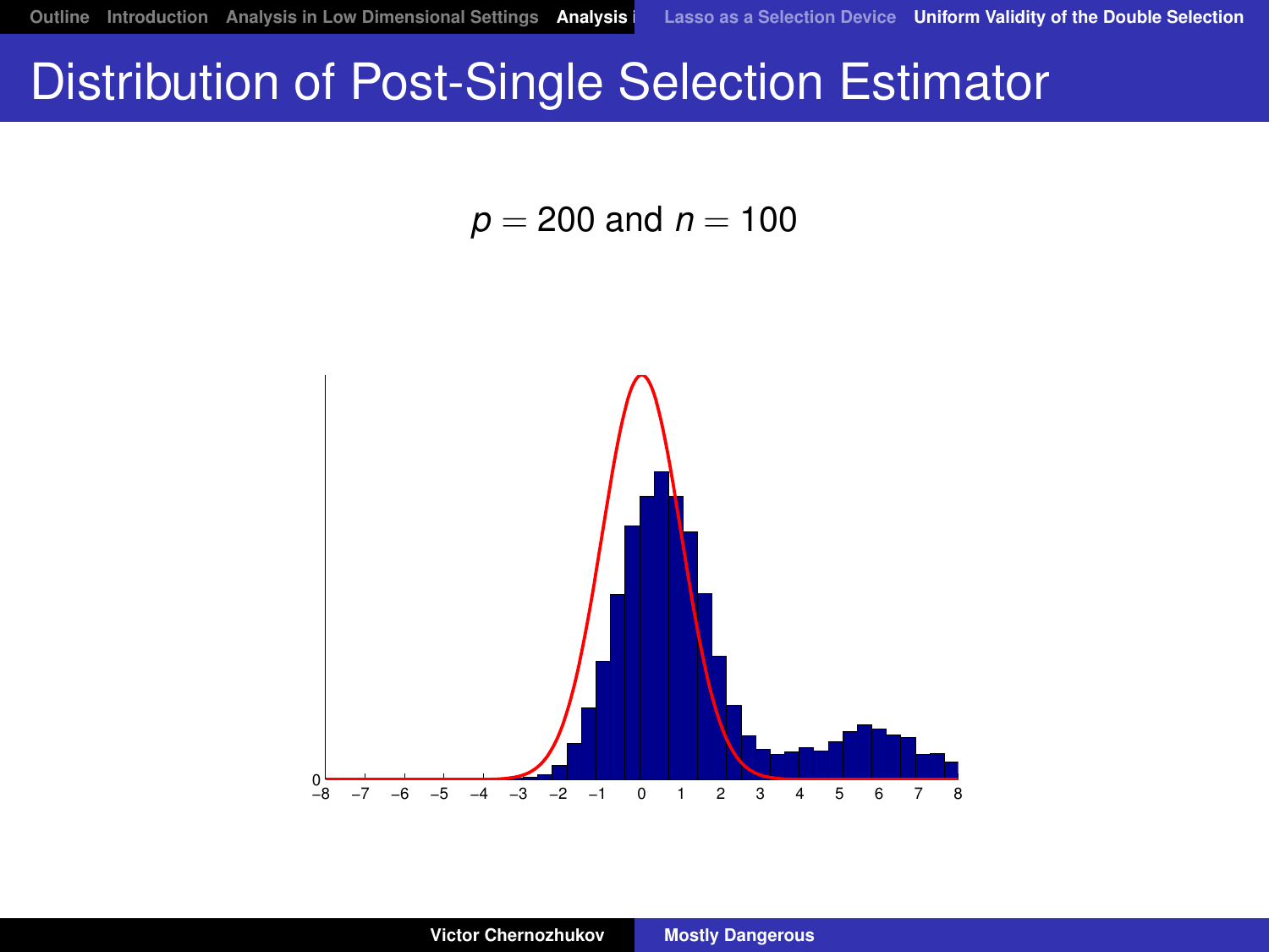# Distribution of Post-Single Selection Estimator

$p = 200$ and $n = 100$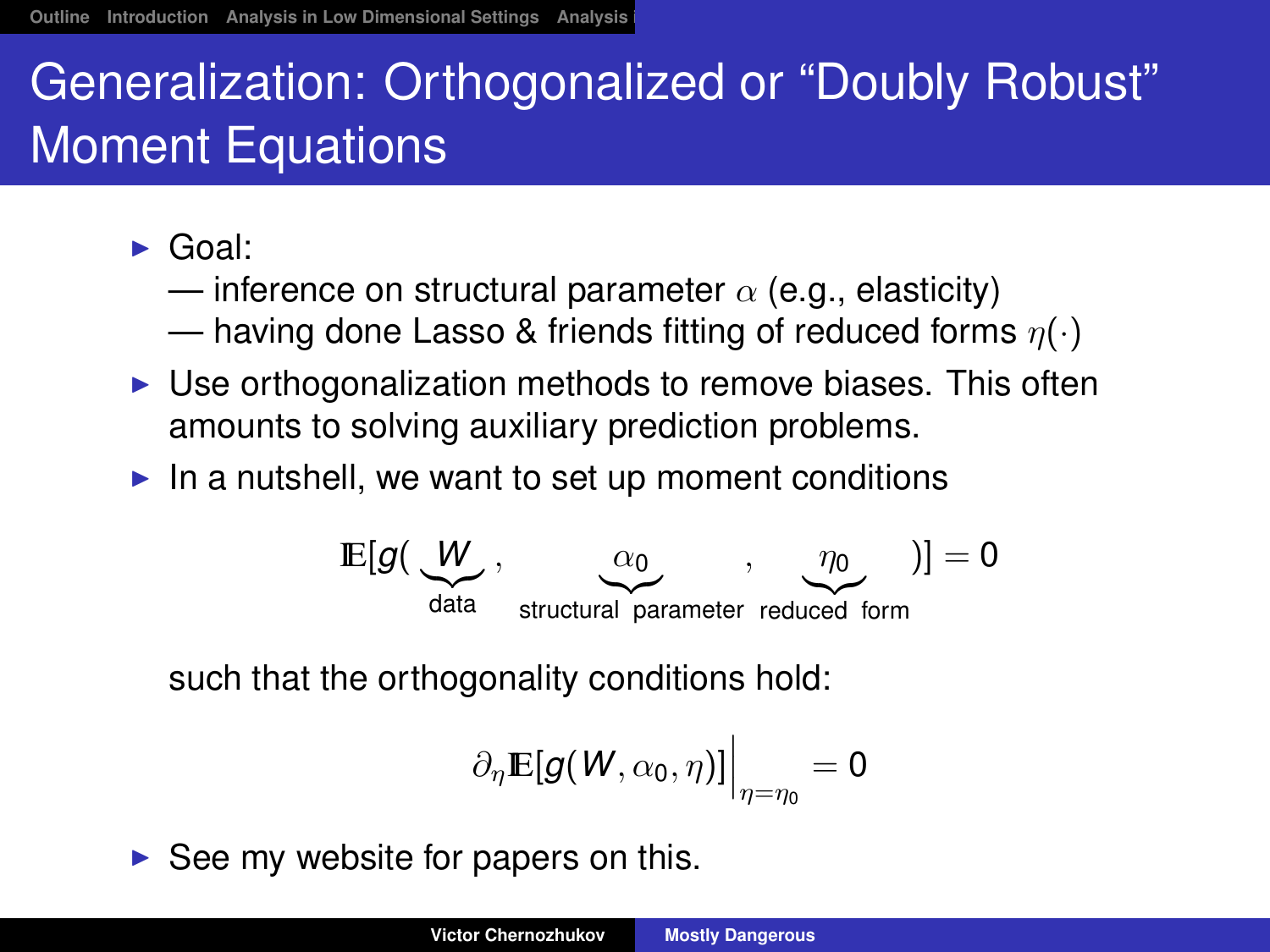# Generalization: Orthogonalized or "Doubly Robust" Moment Equations

- Goal:
  — inference on structural parameter $\alpha$ (e.g., elasticity)
  — having done Lasso & friends fitting of reduced forms $\eta(\cdot)$
- Use orthogonalization methods to remove biases. This often amounts to solving auxiliary prediction problems.
- In a nutshell, we want to set up moment conditions

$$\mathbb{E}[g(\underbrace{W}_{\text{data}}, \underbrace{\alpha_0}_{\text{structural parameter}}, \underbrace{\eta_0}_{\text{reduced form}})] = 0$$

  such that the orthogonality conditions hold:

$$\partial_\eta \mathbb{E}[g(W, \alpha_0, \eta)]\Big|_{\eta=\eta_0} = 0$$

- See my website for papers on this.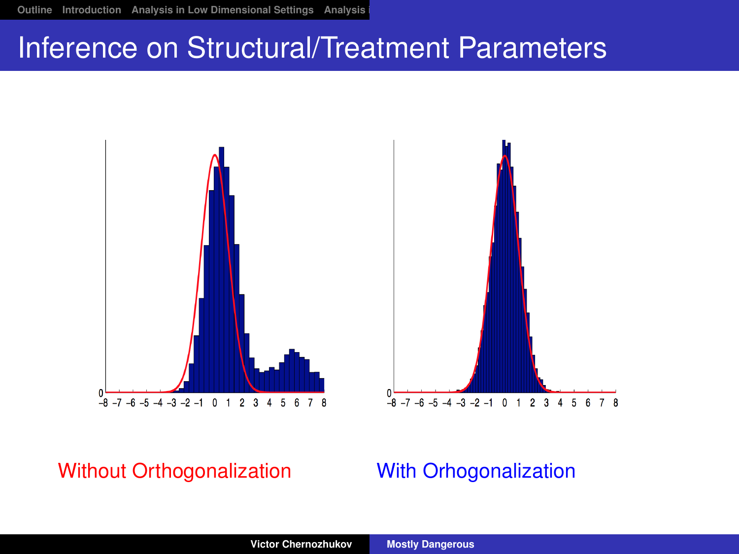# Inference on Structural/Treatment Parameters

Without Orthogonalization

With Orhogonalization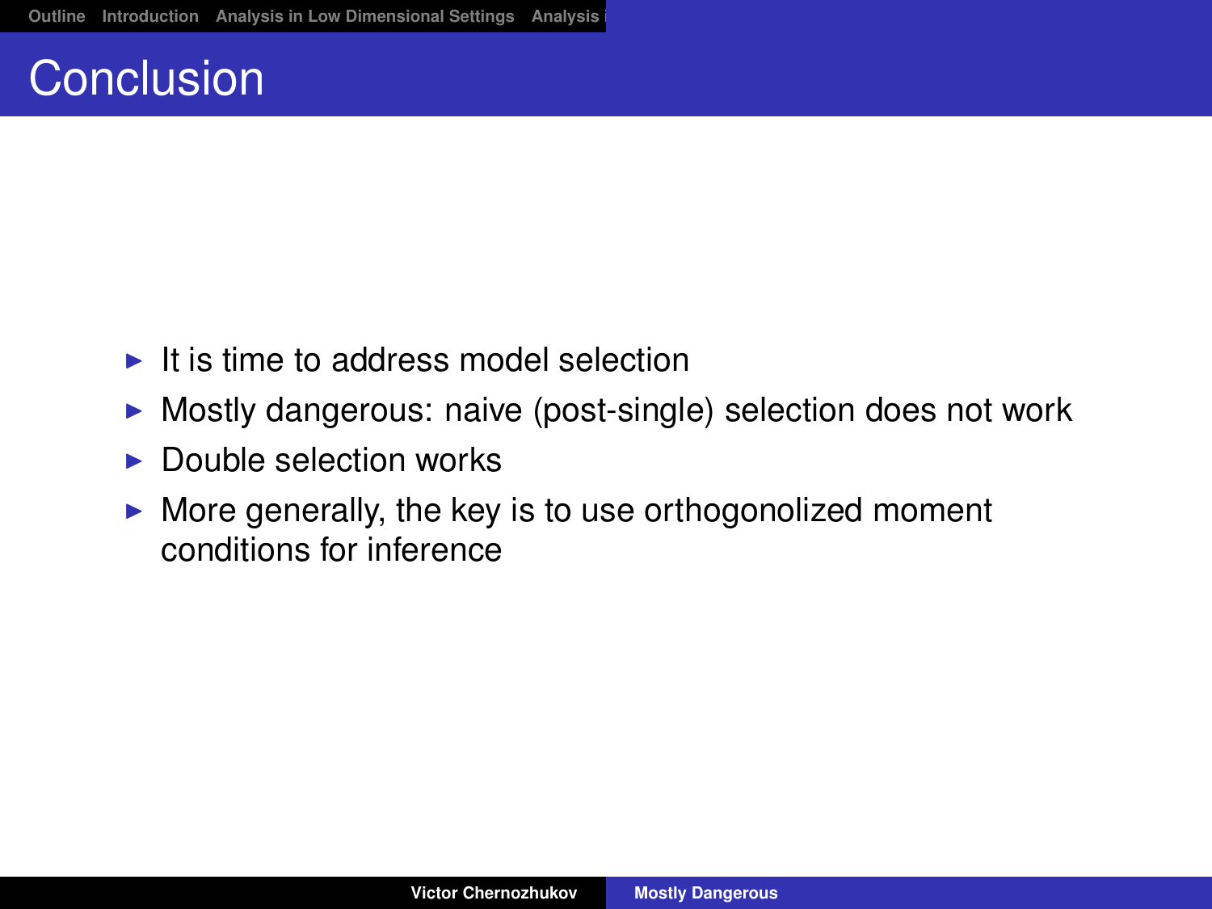# Conclusion

- It is time to address model selection
- Mostly dangerous: naive (post-single) selection does not work
- Double selection works
- More generally, the key is to use orthogonolized moment conditions for inference